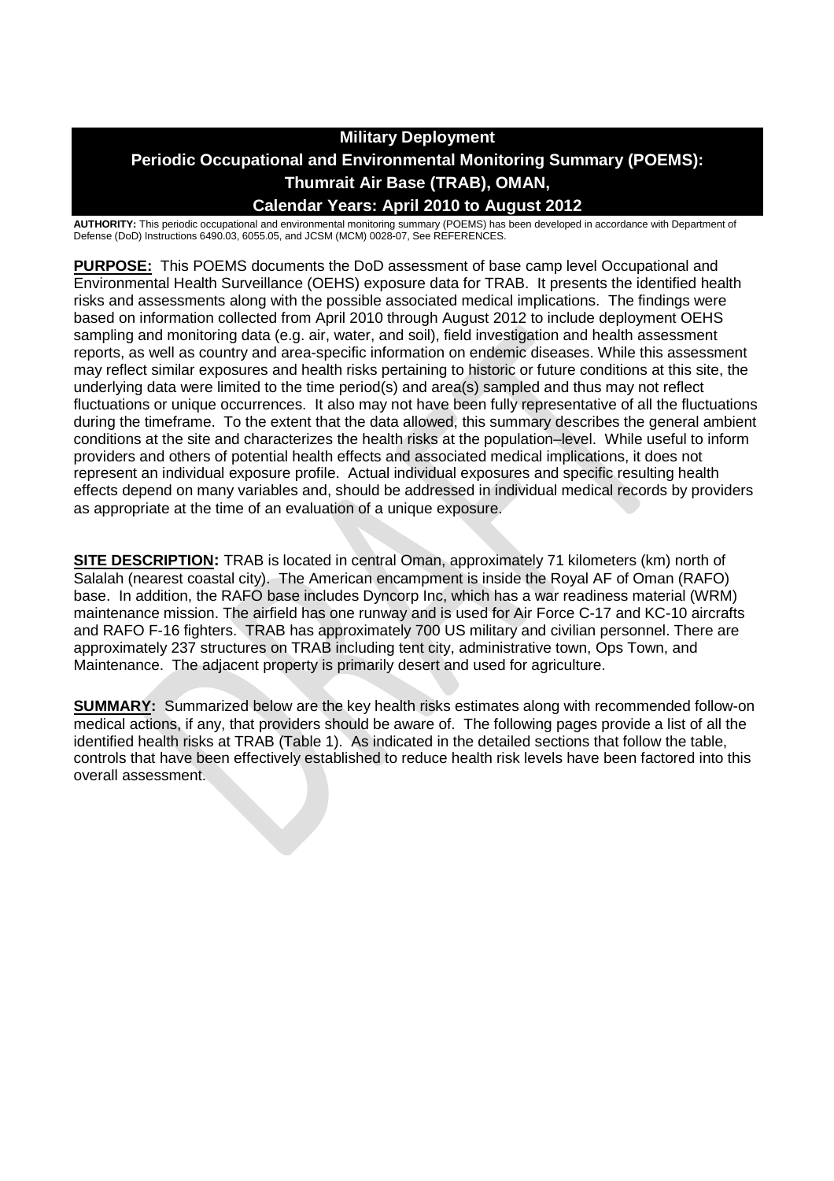# Military Deployment
# Periodic Occupational and Environmental Monitoring Summary (POEMS): Thumrait Air Base (TRAB), OMAN, Calendar Years: April 2010 to August 2012

**AUTHORITY:** This periodic occupational and environmental monitoring summary (POEMS) has been developed in accordance with Department of Defense (DoD) Instructions 6490.03, 6055.05, and JCSM (MCM) 0028-07, See REFERENCES.

**PURPOSE:** This POEMS documents the DoD assessment of base camp level Occupational and Environmental Health Surveillance (OEHS) exposure data for TRAB. It presents the identified health risks and assessments along with the possible associated medical implications. The findings were based on information collected from April 2010 through August 2012 to include deployment OEHS sampling and monitoring data (e.g. air, water, and soil), field investigation and health assessment reports, as well as country and area-specific information on endemic diseases. While this assessment may reflect similar exposures and health risks pertaining to historic or future conditions at this site, the underlying data were limited to the time period(s) and area(s) sampled and thus may not reflect fluctuations or unique occurrences. It also may not have been fully representative of all the fluctuations during the timeframe. To the extent that the data allowed, this summary describes the general ambient conditions at the site and characterizes the health risks at the population–level. While useful to inform providers and others of potential health effects and associated medical implications, it does not represent an individual exposure profile. Actual individual exposures and specific resulting health effects depend on many variables and, should be addressed in individual medical records by providers as appropriate at the time of an evaluation of a unique exposure.

**SITE DESCRIPTION:** TRAB is located in central Oman, approximately 71 kilometers (km) north of Salalah (nearest coastal city). The American encampment is inside the Royal AF of Oman (RAFO) base. In addition, the RAFO base includes Dyncorp Inc, which has a war readiness material (WRM) maintenance mission. The airfield has one runway and is used for Air Force C-17 and KC-10 aircrafts and RAFO F-16 fighters. TRAB has approximately 700 US military and civilian personnel. There are approximately 237 structures on TRAB including tent city, administrative town, Ops Town, and Maintenance. The adjacent property is primarily desert and used for agriculture.

**SUMMARY:** Summarized below are the key health risks estimates along with recommended follow-on medical actions, if any, that providers should be aware of. The following pages provide a list of all the identified health risks at TRAB (Table 1). As indicated in the detailed sections that follow the table, controls that have been effectively established to reduce health risk levels have been factored into this overall assessment.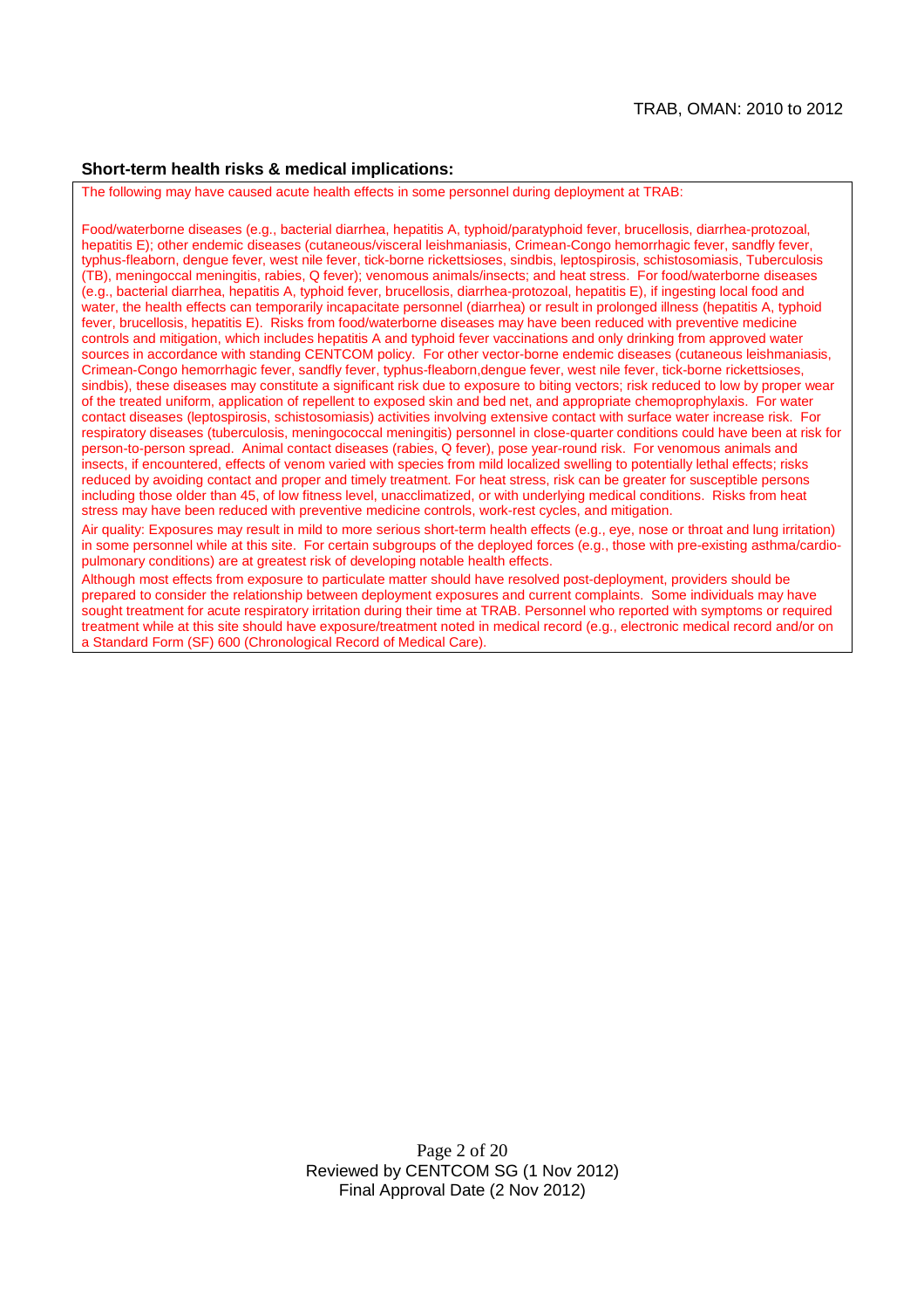## Short-term health risks & medical implications:

The following may have caused acute health effects in some personnel during deployment at TRAB:

Food/waterborne diseases (e.g., bacterial diarrhea, hepatitis A, typhoid/paratyphoid fever, brucellosis, diarrhea-protozoal, hepatitis E); other endemic diseases (cutaneous/visceral leishmaniasis, Crimean-Congo hemorrhagic fever, sandfly fever, typhus-fleaborn, dengue fever, west nile fever, tick-borne rickettsioses, sindbis, leptospirosis, schistosomiasis, Tuberculosis (TB), meningoccal meningitis, rabies, Q fever); venomous animals/insects; and heat stress. For food/waterborne diseases (e.g., bacterial diarrhea, hepatitis A, typhoid fever, brucellosis, diarrhea-protozoal, hepatitis E), if ingesting local food and water, the health effects can temporarily incapacitate personnel (diarrhea) or result in prolonged illness (hepatitis A, typhoid fever, brucellosis, hepatitis E). Risks from food/waterborne diseases may have been reduced with preventive medicine controls and mitigation, which includes hepatitis A and typhoid fever vaccinations and only drinking from approved water sources in accordance with standing CENTCOM policy. For other vector-borne endemic diseases (cutaneous leishmaniasis, Crimean-Congo hemorrhagic fever, sandfly fever, typhus-fleaborn,dengue fever, west nile fever, tick-borne rickettsioses, sindbis), these diseases may constitute a significant risk due to exposure to biting vectors; risk reduced to low by proper wear of the treated uniform, application of repellent to exposed skin and bed net, and appropriate chemoprophylaxis. For water contact diseases (leptospirosis, schistosomiasis) activities involving extensive contact with surface water increase risk. For respiratory diseases (tuberculosis, meningococcal meningitis) personnel in close-quarter conditions could have been at risk for person-to-person spread. Animal contact diseases (rabies, Q fever), pose year-round risk. For venomous animals and insects, if encountered, effects of venom varied with species from mild localized swelling to potentially lethal effects; risks reduced by avoiding contact and proper and timely treatment. For heat stress, risk can be greater for susceptible persons including those older than 45, of low fitness level, unacclimatized, or with underlying medical conditions. Risks from heat stress may have been reduced with preventive medicine controls, work-rest cycles, and mitigation.

Air quality: Exposures may result in mild to more serious short-term health effects (e.g., eye, nose or throat and lung irritation) in some personnel while at this site. For certain subgroups of the deployed forces (e.g., those with pre-existing asthma/cardio-pulmonary conditions) are at greatest risk of developing notable health effects.

Although most effects from exposure to particulate matter should have resolved post-deployment, providers should be prepared to consider the relationship between deployment exposures and current complaints. Some individuals may have sought treatment for acute respiratory irritation during their time at TRAB. Personnel who reported with symptoms or required treatment while at this site should have exposure/treatment noted in medical record (e.g., electronic medical record and/or on a Standard Form (SF) 600 (Chronological Record of Medical Care).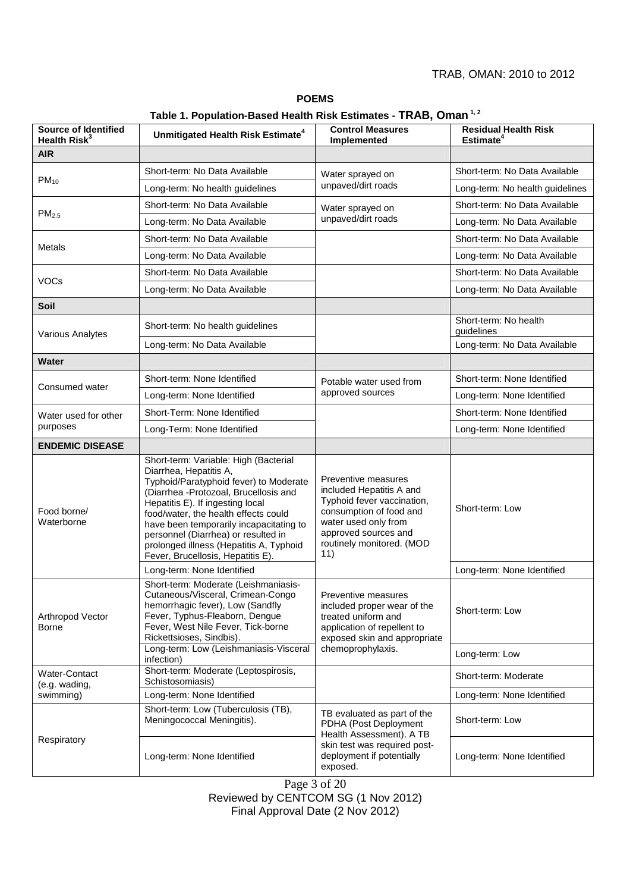**POEMS**

**Table 1. Population-Based Health Risk Estimates - TRAB, Oman** [1, 2]

| Source of Identified Health Risk[3] | Unmitigated Health Risk Estimate[4] | Control Measures Implemented | Residual Health Risk Estimate[4] |
|---|---|---|---|
| **AIR** | | | |
| $PM_{10}$ | Short-term: No Data Available | Water sprayed on unpaved/dirt roads | Short-term: No Data Available |
| | Long-term: No health guidelines | | Long-term: No health guidelines |
| $PM_{2.5}$ | Short-term: No Data Available | Water sprayed on unpaved/dirt roads | Short-term: No Data Available |
| | Long-term: No Data Available | | Long-term: No Data Available |
| Metals | Short-term: No Data Available | | Short-term: No Data Available |
| | Long-term: No Data Available | | Long-term: No Data Available |
| VOCs | Short-term: No Data Available | | Short-term: No Data Available |
| | Long-term: No Data Available | | Long-term: No Data Available |
| **Soil** | | | |
| Various Analytes | Short-term: No health guidelines | | Short-term: No health guidelines |
| | Long-term: No Data Available | | Long-term: No Data Available |
| **Water** | | | |
| Consumed water | Short-term: None Identified | Potable water used from approved sources | Short-term: None Identified |
| | Long-term: None Identified | | Long-term: None Identified |
| Water used for other purposes | Short-Term: None Identified | | Short-term: None Identified |
| | Long-Term: None Identified | | Long-term: None Identified |
| **ENDEMIC DISEASE** | | | |
| Food borne/ Waterborne | Short-term: Variable: High (Bacterial Diarrhea, Hepatitis A, Typhoid/Paratyphoid fever) to Moderate (Diarrhea -Protozoal, Brucellosis and Hepatitis E). If ingesting local food/water, the health effects could have been temporarily incapacitating to personnel (Diarrhea) or resulted in prolonged illness (Hepatitis A, Typhoid Fever, Brucellosis, Hepatitis E). | Preventive measures included Hepatitis A and Typhoid fever vaccination, consumption of food and water used only from approved sources and routinely monitored. (MOD 11) | Short-term: Low |
| | Long-term: None Identified | | Long-term: None Identified |
| Arthropod Vector Borne | Short-term: Moderate (Leishmaniasis-Cutaneous/Visceral, Crimean-Congo hemorrhagic fever), Low (Sandfly Fever, Typhus-Fleaborn, Dengue Fever, West Nile Fever, Tick-borne Rickettsioses, Sindbis). | Preventive measures included proper wear of the treated uniform and application of repellent to exposed skin and appropriate chemoprophylaxis. | Short-term: Low |
| | Long-term: Low (Leishmaniasis-Visceral infection) | | Long-term: Low |
| Water-Contact (e.g. wading, swimming) | Short-term: Moderate (Leptospirosis, Schistosomiasis) | | Short-term: Moderate |
| | Long-term: None Identified | | Long-term: None Identified |
| Respiratory | Short-term: Low (Tuberculosis (TB), Meningococcal Meningitis). | TB evaluated as part of the PDHA (Post Deployment Health Assessment). A TB skin test was required post-deployment if potentially exposed. | Short-term: Low |
| | Long-term: None Identified | | Long-term: None Identified |

Reviewed by CENTCOM SG (1 Nov 2012)
Final Approval Date (2 Nov 2012)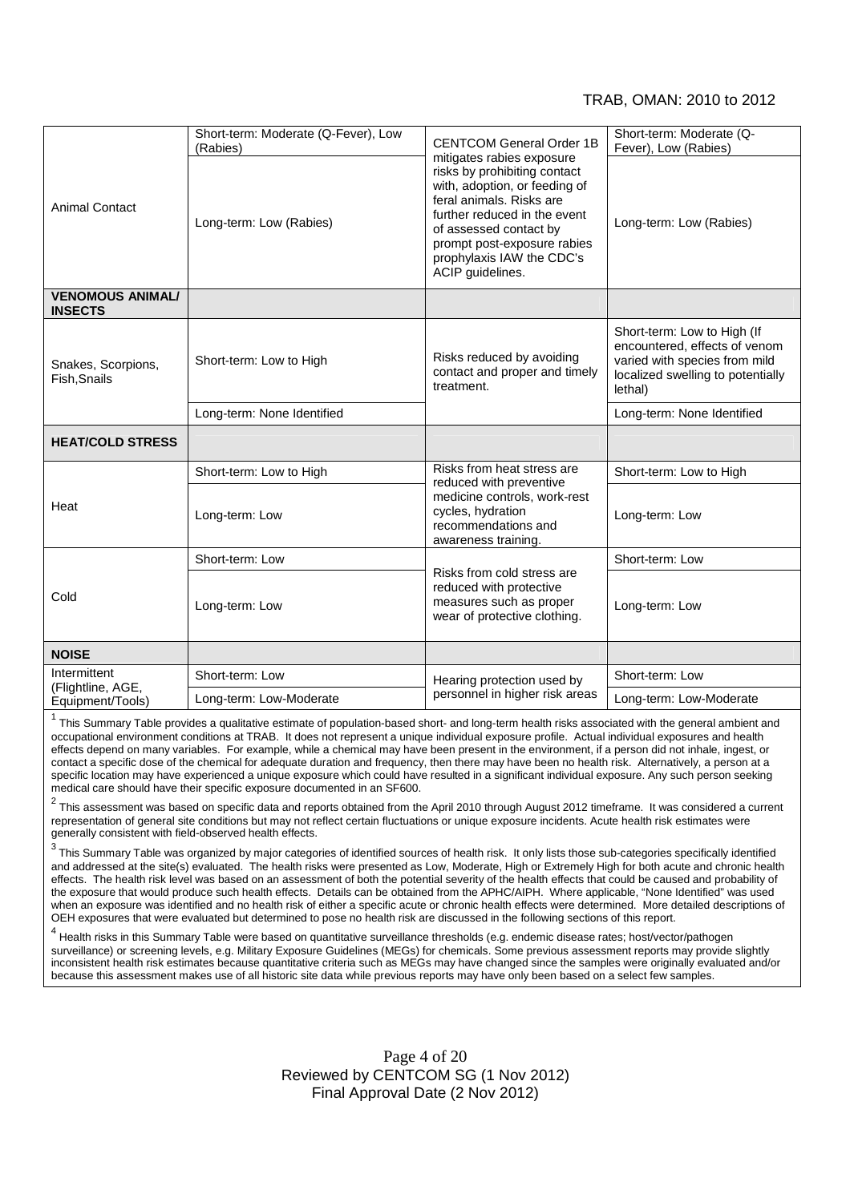| | | | |
|---|---|---|---|
| Animal Contact | Short-term: Moderate (Q-Fever), Low (Rabies) | CENTCOM General Order 1B mitigates rabies exposure risks by prohibiting contact with, adoption, or feeding of feral animals. Risks are further reduced in the event of assessed contact by prompt post-exposure rabies prophylaxis IAW the CDC's ACIP guidelines. | Short-term: Moderate (Q-Fever), Low (Rabies) |
| | Long-term: Low (Rabies) | | Long-term: Low (Rabies) |
| **VENOMOUS ANIMAL/ INSECTS** | | | |
| Snakes, Scorpions, Fish,Snails | Short-term: Low to High | Risks reduced by avoiding contact and proper and timely treatment. | Short-term: Low to High (If encountered, effects of venom varied with species from mild localized swelling to potentially lethal) |
| | Long-term: None Identified | | Long-term: None Identified |
| **HEAT/COLD STRESS** | | | |
| Heat | Short-term: Low to High | Risks from heat stress are reduced with preventive medicine controls, work-rest cycles, hydration recommendations and awareness training. | Short-term: Low to High |
| | Long-term: Low | | Long-term: Low |
| Cold | Short-term: Low | Risks from cold stress are reduced with protective measures such as proper wear of protective clothing. | Short-term: Low |
| | Long-term: Low | | Long-term: Low |
| **NOISE** | | | |
| Intermittent (Flightline, AGE, Equipment/Tools) | Short-term: Low | Hearing protection used by personnel in higher risk areas | Short-term: Low |
| | Long-term: Low-Moderate | | Long-term: Low-Moderate |

[1] This Summary Table provides a qualitative estimate of population-based short- and long-term health risks associated with the general ambient and occupational environment conditions at TRAB. It does not represent a unique individual exposure profile. Actual individual exposures and health effects depend on many variables. For example, while a chemical may have been present in the environment, if a person did not inhale, ingest, or contact a specific dose of the chemical for adequate duration and frequency, then there may have been no health risk. Alternatively, a person at a specific location may have experienced a unique exposure which could have resulted in a significant individual exposure. Any such person seeking medical care should have their specific exposure documented in an SF600.

[2] This assessment was based on specific data and reports obtained from the April 2010 through August 2012 timeframe. It was considered a current representation of general site conditions but may not reflect certain fluctuations or unique exposure incidents. Acute health risk estimates were generally consistent with field-observed health effects.

[3] This Summary Table was organized by major categories of identified sources of health risk. It only lists those sub-categories specifically identified and addressed at the site(s) evaluated. The health risks were presented as Low, Moderate, High or Extremely High for both acute and chronic health effects. The health risk level was based on an assessment of both the potential severity of the health effects that could be caused and probability of the exposure that would produce such health effects. Details can be obtained from the APHC/AIPH. Where applicable, "None Identified" was used when an exposure was identified and no health risk of either a specific acute or chronic health effects were determined. More detailed descriptions of OEH exposures that were evaluated but determined to pose no health risk are discussed in the following sections of this report.

[4] Health risks in this Summary Table were based on quantitative surveillance thresholds (e.g. endemic disease rates; host/vector/pathogen surveillance) or screening levels, e.g. Military Exposure Guidelines (MEGs) for chemicals. Some previous assessment reports may provide slightly inconsistent health risk estimates because quantitative criteria such as MEGs may have changed since the samples were originally evaluated and/or because this assessment makes use of all historic site data while previous reports may have only been based on a select few samples.

Reviewed by CENTCOM SG (1 Nov 2012)
Final Approval Date (2 Nov 2012)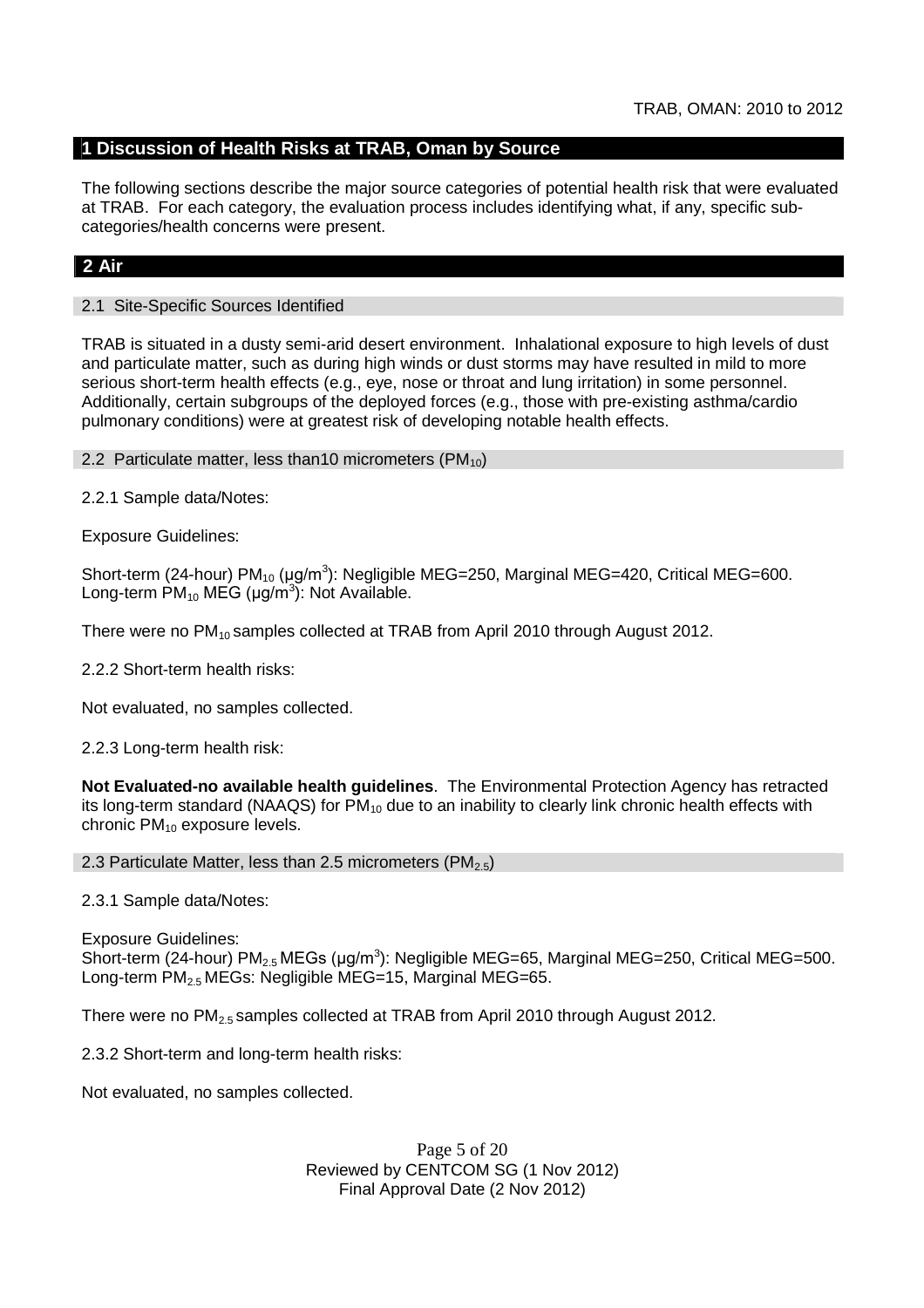## 1 Discussion of Health Risks at TRAB, Oman by Source

The following sections describe the major source categories of potential health risk that were evaluated at TRAB. For each category, the evaluation process includes identifying what, if any, specific sub-categories/health concerns were present.

## 2 Air

### 2.1 Site-Specific Sources Identified

TRAB is situated in a dusty semi-arid desert environment. Inhalational exposure to high levels of dust and particulate matter, such as during high winds or dust storms may have resulted in mild to more serious short-term health effects (e.g., eye, nose or throat and lung irritation) in some personnel. Additionally, certain subgroups of the deployed forces (e.g., those with pre-existing asthma/cardio pulmonary conditions) were at greatest risk of developing notable health effects.

### 2.2 Particulate matter, less than10 micrometers ($PM_{10}$)

2.2.1 Sample data/Notes:

Exposure Guidelines:

Short-term (24-hour) $PM_{10}$ ($\mu g/m^3$): Negligible MEG=250, Marginal MEG=420, Critical MEG=600.
Long-term $PM_{10}$ MEG ($\mu g/m^3$): Not Available.

There were no $PM_{10}$ samples collected at TRAB from April 2010 through August 2012.

2.2.2 Short-term health risks:

Not evaluated, no samples collected.

2.2.3 Long-term health risk:

**Not Evaluated-no available health guidelines**. The Environmental Protection Agency has retracted its long-term standard (NAAQS) for $PM_{10}$ due to an inability to clearly link chronic health effects with chronic $PM_{10}$ exposure levels.

### 2.3 Particulate Matter, less than 2.5 micrometers ($PM_{2.5}$)

2.3.1 Sample data/Notes:

Exposure Guidelines:
Short-term (24-hour) $PM_{2.5}$ MEGs ($\mu g/m^3$): Negligible MEG=65, Marginal MEG=250, Critical MEG=500.
Long-term $PM_{2.5}$ MEGs: Negligible MEG=15, Marginal MEG=65.

There were no $PM_{2.5}$ samples collected at TRAB from April 2010 through August 2012.

2.3.2 Short-term and long-term health risks:

Not evaluated, no samples collected.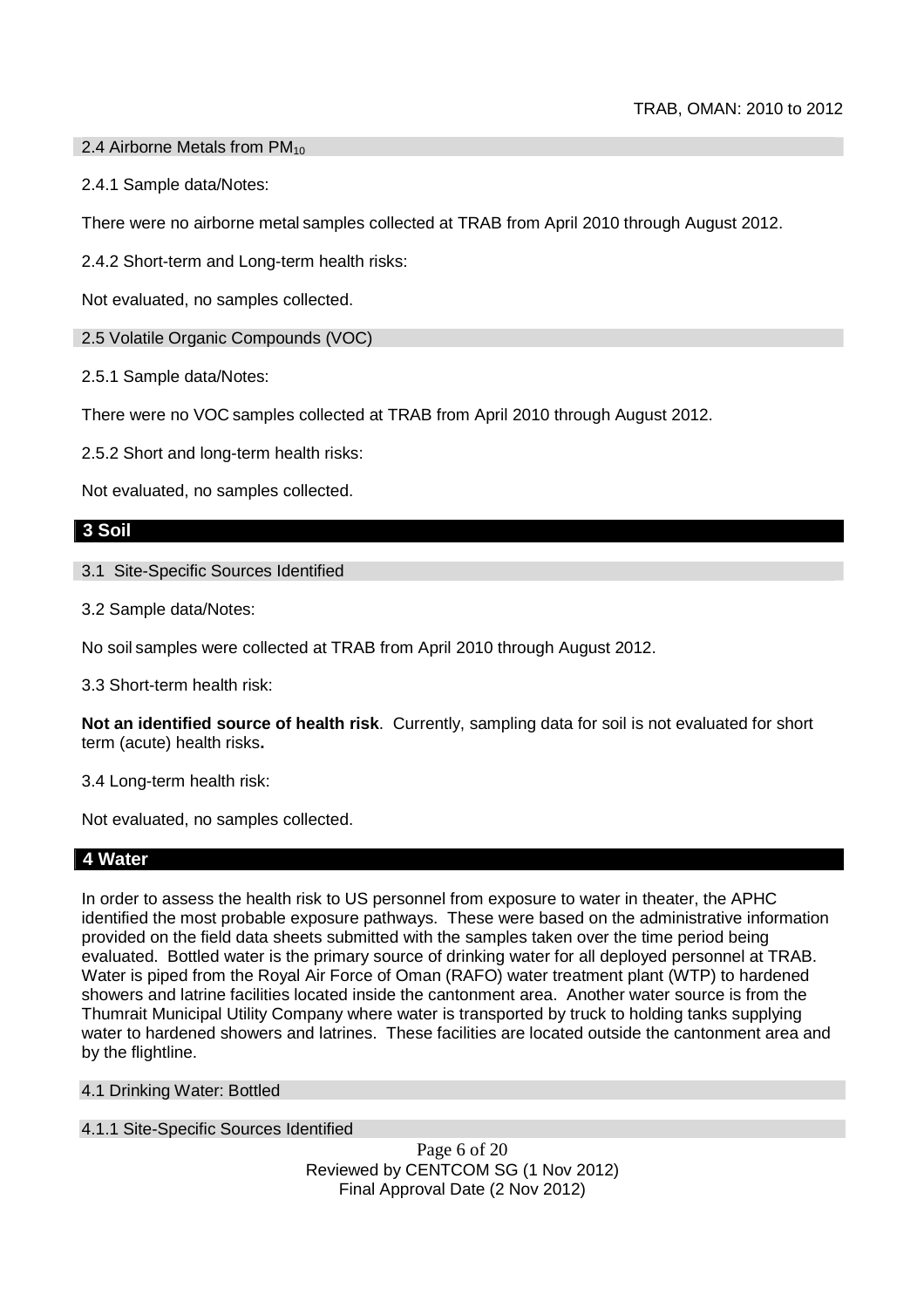### 2.4 Airborne Metals from $PM_{10}$

2.4.1 Sample data/Notes:

There were no airborne metal samples collected at TRAB from April 2010 through August 2012.

2.4.2 Short-term and Long-term health risks:

Not evaluated, no samples collected.

### 2.5 Volatile Organic Compounds (VOC)

2.5.1 Sample data/Notes:

There were no VOC samples collected at TRAB from April 2010 through August 2012.

2.5.2 Short and long-term health risks:

Not evaluated, no samples collected.

## 3 Soil

### 3.1 Site-Specific Sources Identified

3.2 Sample data/Notes:

No soil samples were collected at TRAB from April 2010 through August 2012.

3.3 Short-term health risk:

**Not an identified source of health risk**. Currently, sampling data for soil is not evaluated for short term (acute) health risks**.**

3.4 Long-term health risk:

Not evaluated, no samples collected.

## 4 Water

In order to assess the health risk to US personnel from exposure to water in theater, the APHC identified the most probable exposure pathways. These were based on the administrative information provided on the field data sheets submitted with the samples taken over the time period being evaluated. Bottled water is the primary source of drinking water for all deployed personnel at TRAB. Water is piped from the Royal Air Force of Oman (RAFO) water treatment plant (WTP) to hardened showers and latrine facilities located inside the cantonment area. Another water source is from the Thumrait Municipal Utility Company where water is transported by truck to holding tanks supplying water to hardened showers and latrines. These facilities are located outside the cantonment area and by the flightline.

### 4.1 Drinking Water: Bottled

### 4.1.1 Site-Specific Sources Identified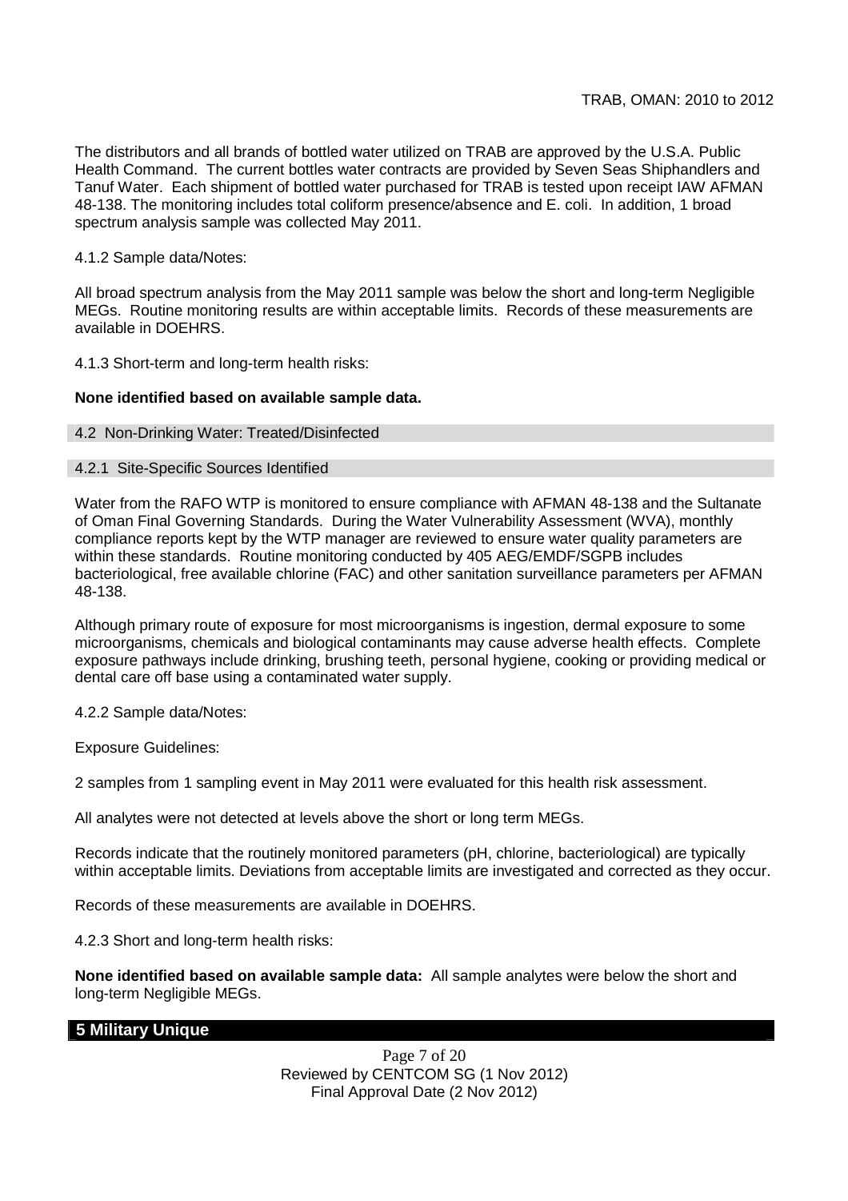The distributors and all brands of bottled water utilized on TRAB are approved by the U.S.A. Public Health Command. The current bottles water contracts are provided by Seven Seas Shiphandlers and Tanuf Water. Each shipment of bottled water purchased for TRAB is tested upon receipt IAW AFMAN 48-138. The monitoring includes total coliform presence/absence and E. coli. In addition, 1 broad spectrum analysis sample was collected May 2011.

4.1.2 Sample data/Notes:

All broad spectrum analysis from the May 2011 sample was below the short and long-term Negligible MEGs. Routine monitoring results are within acceptable limits. Records of these measurements are available in DOEHRS.

4.1.3 Short-term and long-term health risks:

**None identified based on available sample data.**

### 4.2 Non-Drinking Water: Treated/Disinfected

#### 4.2.1 Site-Specific Sources Identified

Water from the RAFO WTP is monitored to ensure compliance with AFMAN 48-138 and the Sultanate of Oman Final Governing Standards. During the Water Vulnerability Assessment (WVA), monthly compliance reports kept by the WTP manager are reviewed to ensure water quality parameters are within these standards. Routine monitoring conducted by 405 AEG/EMDF/SGPB includes bacteriological, free available chlorine (FAC) and other sanitation surveillance parameters per AFMAN 48-138.

Although primary route of exposure for most microorganisms is ingestion, dermal exposure to some microorganisms, chemicals and biological contaminants may cause adverse health effects. Complete exposure pathways include drinking, brushing teeth, personal hygiene, cooking or providing medical or dental care off base using a contaminated water supply.

4.2.2 Sample data/Notes:

Exposure Guidelines:

2 samples from 1 sampling event in May 2011 were evaluated for this health risk assessment.

All analytes were not detected at levels above the short or long term MEGs.

Records indicate that the routinely monitored parameters (pH, chlorine, bacteriological) are typically within acceptable limits. Deviations from acceptable limits are investigated and corrected as they occur.

Records of these measurements are available in DOEHRS.

4.2.3 Short and long-term health risks:

**None identified based on available sample data:** All sample analytes were below the short and long-term Negligible MEGs.

## 5 Military Unique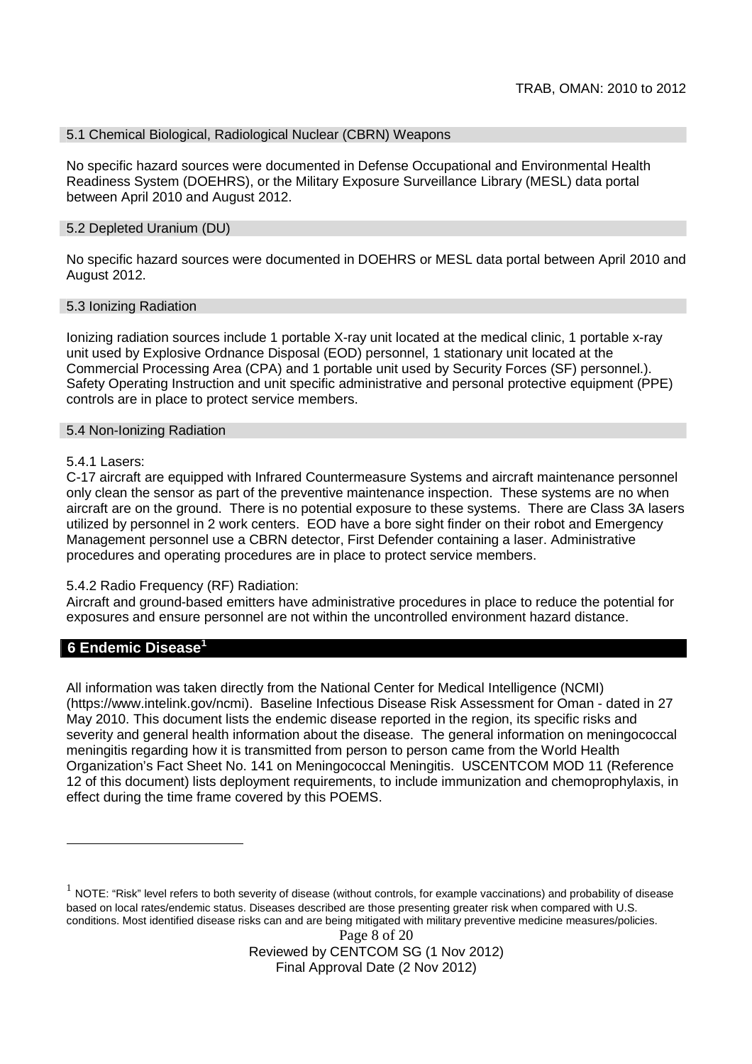### 5.1 Chemical Biological, Radiological Nuclear (CBRN) Weapons

No specific hazard sources were documented in Defense Occupational and Environmental Health Readiness System (DOEHRS), or the Military Exposure Surveillance Library (MESL) data portal between April 2010 and August 2012.

### 5.2 Depleted Uranium (DU)

No specific hazard sources were documented in DOEHRS or MESL data portal between April 2010 and August 2012.

### 5.3 Ionizing Radiation

Ionizing radiation sources include 1 portable X-ray unit located at the medical clinic, 1 portable x-ray unit used by Explosive Ordnance Disposal (EOD) personnel, 1 stationary unit located at the Commercial Processing Area (CPA) and 1 portable unit used by Security Forces (SF) personnel.). Safety Operating Instruction and unit specific administrative and personal protective equipment (PPE) controls are in place to protect service members.

### 5.4 Non-Ionizing Radiation

5.4.1 Lasers:
C-17 aircraft are equipped with Infrared Countermeasure Systems and aircraft maintenance personnel only clean the sensor as part of the preventive maintenance inspection. These systems are no when aircraft are on the ground. There is no potential exposure to these systems. There are Class 3A lasers utilized by personnel in 2 work centers. EOD have a bore sight finder on their robot and Emergency Management personnel use a CBRN detector, First Defender containing a laser. Administrative procedures and operating procedures are in place to protect service members.

5.4.2 Radio Frequency (RF) Radiation:
Aircraft and ground-based emitters have administrative procedures in place to reduce the potential for exposures and ensure personnel are not within the uncontrolled environment hazard distance.

## 6 Endemic Disease[1]

All information was taken directly from the National Center for Medical Intelligence (NCMI) (https://www.intelink.gov/ncmi). Baseline Infectious Disease Risk Assessment for Oman - dated in 27 May 2010. This document lists the endemic disease reported in the region, its specific risks and severity and general health information about the disease. The general information on meningococcal meningitis regarding how it is transmitted from person to person came from the World Health Organization's Fact Sheet No. 141 on Meningococcal Meningitis. USCENTCOM MOD 11 (Reference 12 of this document) lists deployment requirements, to include immunization and chemoprophylaxis, in effect during the time frame covered by this POEMS.

---

[1] NOTE: "Risk" level refers to both severity of disease (without controls, for example vaccinations) and probability of disease based on local rates/endemic status. Diseases described are those presenting greater risk when compared with U.S. conditions. Most identified disease risks can and are being mitigated with military preventive medicine measures/policies.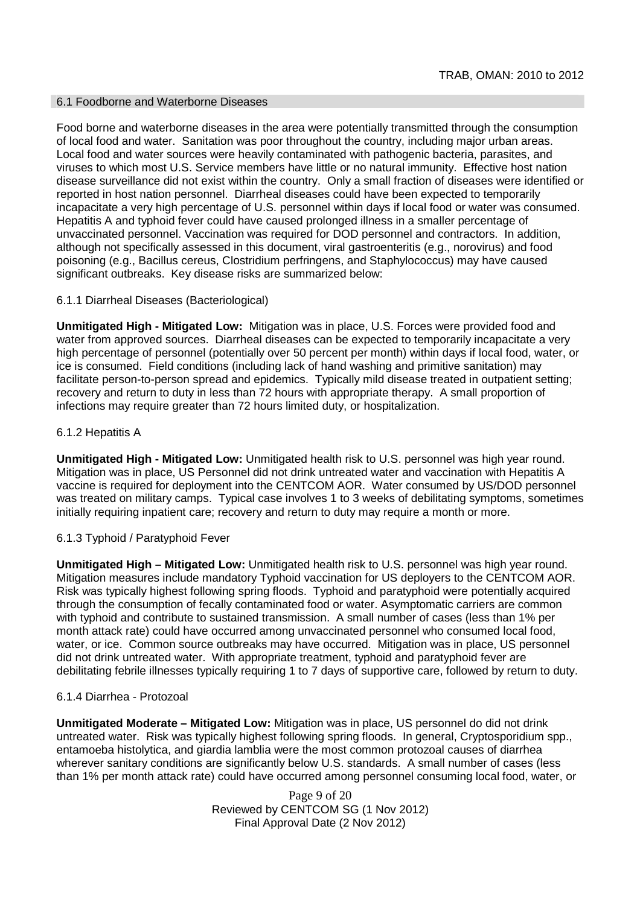### 6.1 Foodborne and Waterborne Diseases

Food borne and waterborne diseases in the area were potentially transmitted through the consumption of local food and water. Sanitation was poor throughout the country, including major urban areas. Local food and water sources were heavily contaminated with pathogenic bacteria, parasites, and viruses to which most U.S. Service members have little or no natural immunity. Effective host nation disease surveillance did not exist within the country. Only a small fraction of diseases were identified or reported in host nation personnel. Diarrheal diseases could have been expected to temporarily incapacitate a very high percentage of U.S. personnel within days if local food or water was consumed. Hepatitis A and typhoid fever could have caused prolonged illness in a smaller percentage of unvaccinated personnel. Vaccination was required for DOD personnel and contractors. In addition, although not specifically assessed in this document, viral gastroenteritis (e.g., norovirus) and food poisoning (e.g., Bacillus cereus, Clostridium perfringens, and Staphylococcus) may have caused significant outbreaks. Key disease risks are summarized below:

#### 6.1.1 Diarrheal Diseases (Bacteriological)

**Unmitigated High - Mitigated Low:** Mitigation was in place, U.S. Forces were provided food and water from approved sources. Diarrheal diseases can be expected to temporarily incapacitate a very high percentage of personnel (potentially over 50 percent per month) within days if local food, water, or ice is consumed. Field conditions (including lack of hand washing and primitive sanitation) may facilitate person-to-person spread and epidemics. Typically mild disease treated in outpatient setting; recovery and return to duty in less than 72 hours with appropriate therapy. A small proportion of infections may require greater than 72 hours limited duty, or hospitalization.

#### 6.1.2 Hepatitis A

**Unmitigated High - Mitigated Low:** Unmitigated health risk to U.S. personnel was high year round. Mitigation was in place, US Personnel did not drink untreated water and vaccination with Hepatitis A vaccine is required for deployment into the CENTCOM AOR. Water consumed by US/DOD personnel was treated on military camps. Typical case involves 1 to 3 weeks of debilitating symptoms, sometimes initially requiring inpatient care; recovery and return to duty may require a month or more.

#### 6.1.3 Typhoid / Paratyphoid Fever

**Unmitigated High – Mitigated Low:** Unmitigated health risk to U.S. personnel was high year round. Mitigation measures include mandatory Typhoid vaccination for US deployers to the CENTCOM AOR. Risk was typically highest following spring floods. Typhoid and paratyphoid were potentially acquired through the consumption of fecally contaminated food or water. Asymptomatic carriers are common with typhoid and contribute to sustained transmission. A small number of cases (less than 1% per month attack rate) could have occurred among unvaccinated personnel who consumed local food, water, or ice. Common source outbreaks may have occurred. Mitigation was in place, US personnel did not drink untreated water. With appropriate treatment, typhoid and paratyphoid fever are debilitating febrile illnesses typically requiring 1 to 7 days of supportive care, followed by return to duty.

#### 6.1.4 Diarrhea - Protozoal

**Unmitigated Moderate – Mitigated Low:** Mitigation was in place, US personnel do did not drink untreated water. Risk was typically highest following spring floods. In general, Cryptosporidium spp., entamoeba histolytica, and giardia lamblia were the most common protozoal causes of diarrhea wherever sanitary conditions are significantly below U.S. standards. A small number of cases (less than 1% per month attack rate) could have occurred among personnel consuming local food, water, or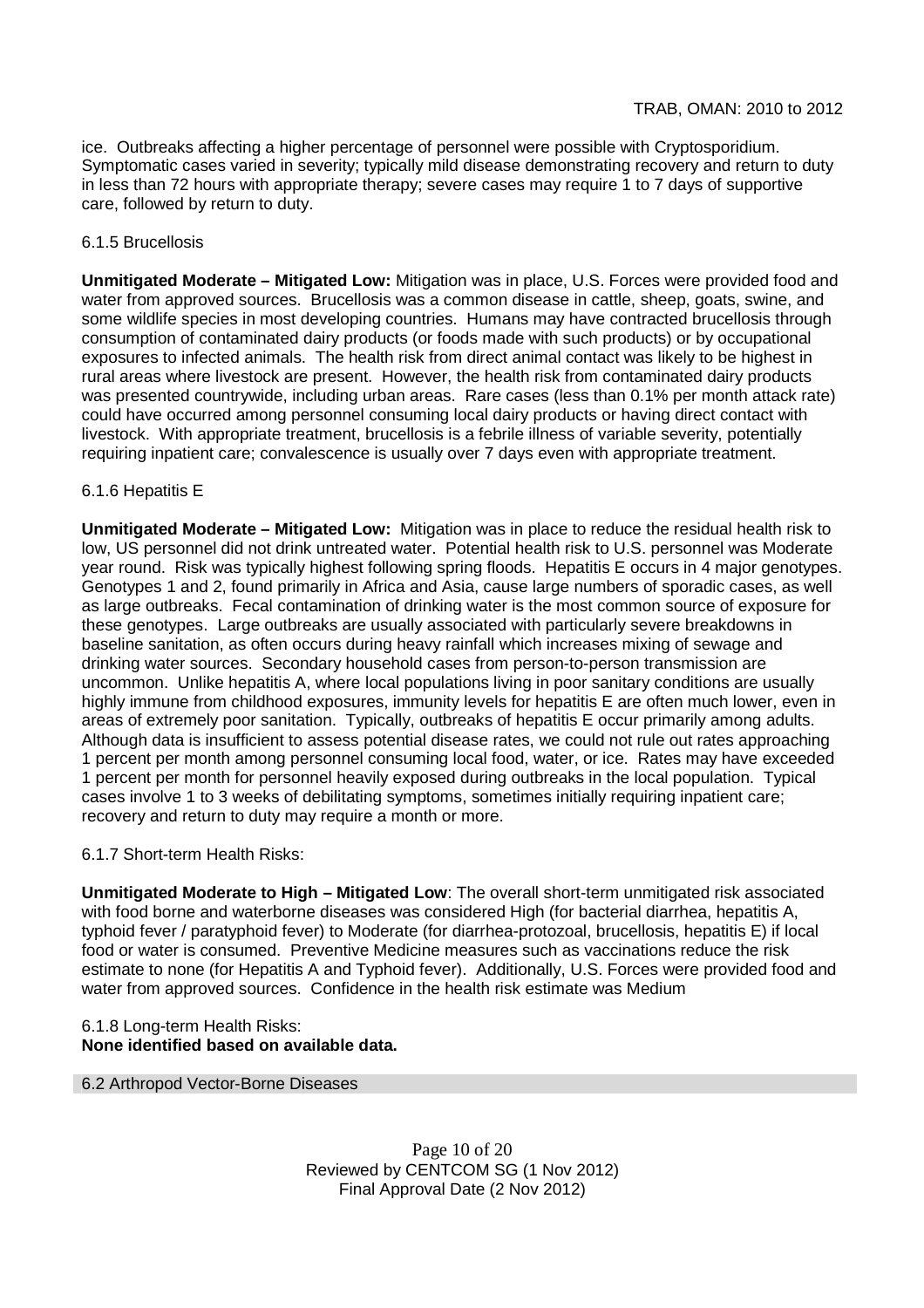ice. Outbreaks affecting a higher percentage of personnel were possible with Cryptosporidium. Symptomatic cases varied in severity; typically mild disease demonstrating recovery and return to duty in less than 72 hours with appropriate therapy; severe cases may require 1 to 7 days of supportive care, followed by return to duty.

### 6.1.5 Brucellosis

**Unmitigated Moderate – Mitigated Low:** Mitigation was in place, U.S. Forces were provided food and water from approved sources. Brucellosis was a common disease in cattle, sheep, goats, swine, and some wildlife species in most developing countries. Humans may have contracted brucellosis through consumption of contaminated dairy products (or foods made with such products) or by occupational exposures to infected animals. The health risk from direct animal contact was likely to be highest in rural areas where livestock are present. However, the health risk from contaminated dairy products was presented countrywide, including urban areas. Rare cases (less than 0.1% per month attack rate) could have occurred among personnel consuming local dairy products or having direct contact with livestock. With appropriate treatment, brucellosis is a febrile illness of variable severity, potentially requiring inpatient care; convalescence is usually over 7 days even with appropriate treatment.

### 6.1.6 Hepatitis E

**Unmitigated Moderate – Mitigated Low:** Mitigation was in place to reduce the residual health risk to low, US personnel did not drink untreated water. Potential health risk to U.S. personnel was Moderate year round. Risk was typically highest following spring floods. Hepatitis E occurs in 4 major genotypes. Genotypes 1 and 2, found primarily in Africa and Asia, cause large numbers of sporadic cases, as well as large outbreaks. Fecal contamination of drinking water is the most common source of exposure for these genotypes. Large outbreaks are usually associated with particularly severe breakdowns in baseline sanitation, as often occurs during heavy rainfall which increases mixing of sewage and drinking water sources. Secondary household cases from person-to-person transmission are uncommon. Unlike hepatitis A, where local populations living in poor sanitary conditions are usually highly immune from childhood exposures, immunity levels for hepatitis E are often much lower, even in areas of extremely poor sanitation. Typically, outbreaks of hepatitis E occur primarily among adults. Although data is insufficient to assess potential disease rates, we could not rule out rates approaching 1 percent per month among personnel consuming local food, water, or ice. Rates may have exceeded 1 percent per month for personnel heavily exposed during outbreaks in the local population. Typical cases involve 1 to 3 weeks of debilitating symptoms, sometimes initially requiring inpatient care; recovery and return to duty may require a month or more.

### 6.1.7 Short-term Health Risks:

**Unmitigated Moderate to High – Mitigated Low**: The overall short-term unmitigated risk associated with food borne and waterborne diseases was considered High (for bacterial diarrhea, hepatitis A, typhoid fever / paratyphoid fever) to Moderate (for diarrhea-protozoal, brucellosis, hepatitis E) if local food or water is consumed. Preventive Medicine measures such as vaccinations reduce the risk estimate to none (for Hepatitis A and Typhoid fever). Additionally, U.S. Forces were provided food and water from approved sources. Confidence in the health risk estimate was Medium

### 6.1.8 Long-term Health Risks:

**None identified based on available data.**

## 6.2 Arthropod Vector-Borne Diseases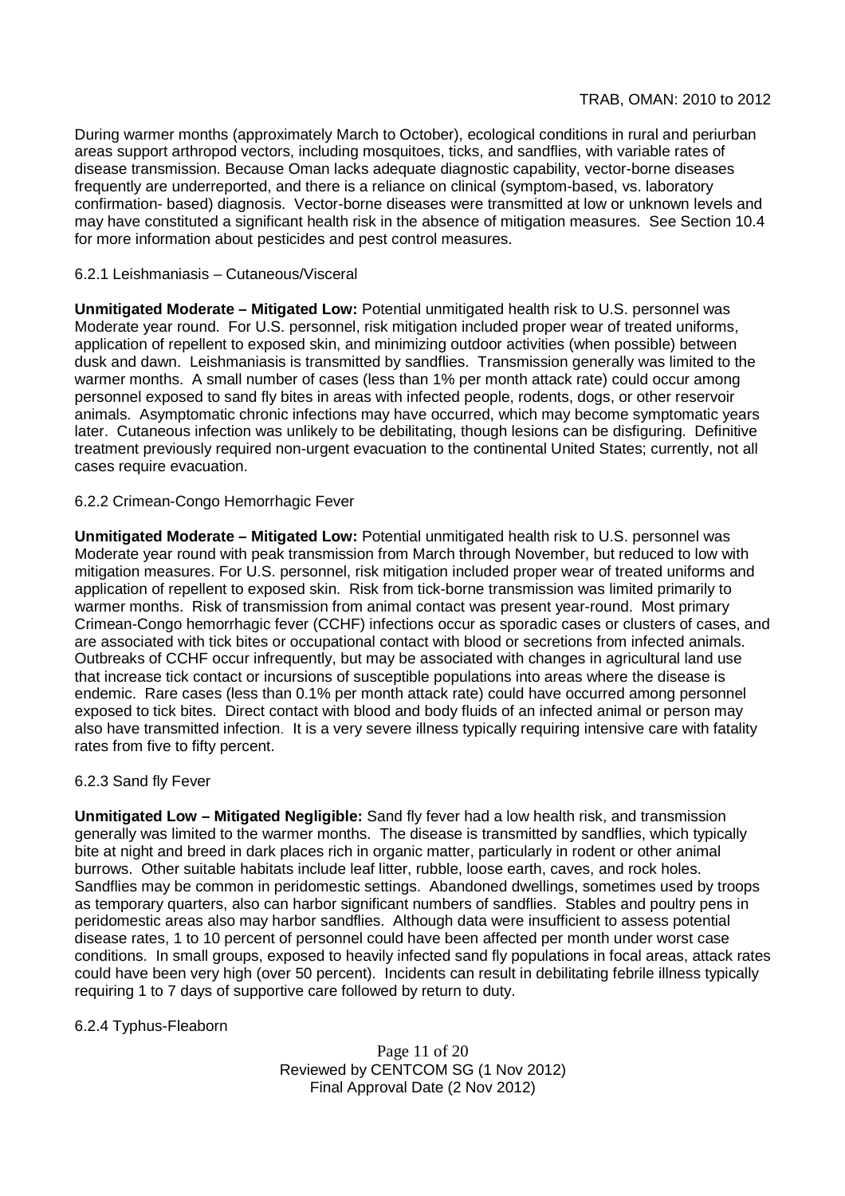During warmer months (approximately March to October), ecological conditions in rural and periurban areas support arthropod vectors, including mosquitoes, ticks, and sandflies, with variable rates of disease transmission. Because Oman lacks adequate diagnostic capability, vector-borne diseases frequently are underreported, and there is a reliance on clinical (symptom-based, vs. laboratory confirmation- based) diagnosis. Vector-borne diseases were transmitted at low or unknown levels and may have constituted a significant health risk in the absence of mitigation measures. See Section 10.4 for more information about pesticides and pest control measures.

6.2.1 Leishmaniasis – Cutaneous/Visceral

**Unmitigated Moderate – Mitigated Low:** Potential unmitigated health risk to U.S. personnel was Moderate year round. For U.S. personnel, risk mitigation included proper wear of treated uniforms, application of repellent to exposed skin, and minimizing outdoor activities (when possible) between dusk and dawn. Leishmaniasis is transmitted by sandflies. Transmission generally was limited to the warmer months. A small number of cases (less than 1% per month attack rate) could occur among personnel exposed to sand fly bites in areas with infected people, rodents, dogs, or other reservoir animals. Asymptomatic chronic infections may have occurred, which may become symptomatic years later. Cutaneous infection was unlikely to be debilitating, though lesions can be disfiguring. Definitive treatment previously required non-urgent evacuation to the continental United States; currently, not all cases require evacuation.

6.2.2 Crimean-Congo Hemorrhagic Fever

**Unmitigated Moderate – Mitigated Low:** Potential unmitigated health risk to U.S. personnel was Moderate year round with peak transmission from March through November, but reduced to low with mitigation measures. For U.S. personnel, risk mitigation included proper wear of treated uniforms and application of repellent to exposed skin. Risk from tick-borne transmission was limited primarily to warmer months. Risk of transmission from animal contact was present year-round. Most primary Crimean-Congo hemorrhagic fever (CCHF) infections occur as sporadic cases or clusters of cases, and are associated with tick bites or occupational contact with blood or secretions from infected animals. Outbreaks of CCHF occur infrequently, but may be associated with changes in agricultural land use that increase tick contact or incursions of susceptible populations into areas where the disease is endemic. Rare cases (less than 0.1% per month attack rate) could have occurred among personnel exposed to tick bites. Direct contact with blood and body fluids of an infected animal or person may also have transmitted infection. It is a very severe illness typically requiring intensive care with fatality rates from five to fifty percent.

6.2.3 Sand fly Fever

**Unmitigated Low – Mitigated Negligible:** Sand fly fever had a low health risk, and transmission generally was limited to the warmer months. The disease is transmitted by sandflies, which typically bite at night and breed in dark places rich in organic matter, particularly in rodent or other animal burrows. Other suitable habitats include leaf litter, rubble, loose earth, caves, and rock holes. Sandflies may be common in peridomestic settings. Abandoned dwellings, sometimes used by troops as temporary quarters, also can harbor significant numbers of sandflies. Stables and poultry pens in peridomestic areas also may harbor sandflies. Although data were insufficient to assess potential disease rates, 1 to 10 percent of personnel could have been affected per month under worst case conditions. In small groups, exposed to heavily infected sand fly populations in focal areas, attack rates could have been very high (over 50 percent). Incidents can result in debilitating febrile illness typically requiring 1 to 7 days of supportive care followed by return to duty.

6.2.4 Typhus-Fleaborn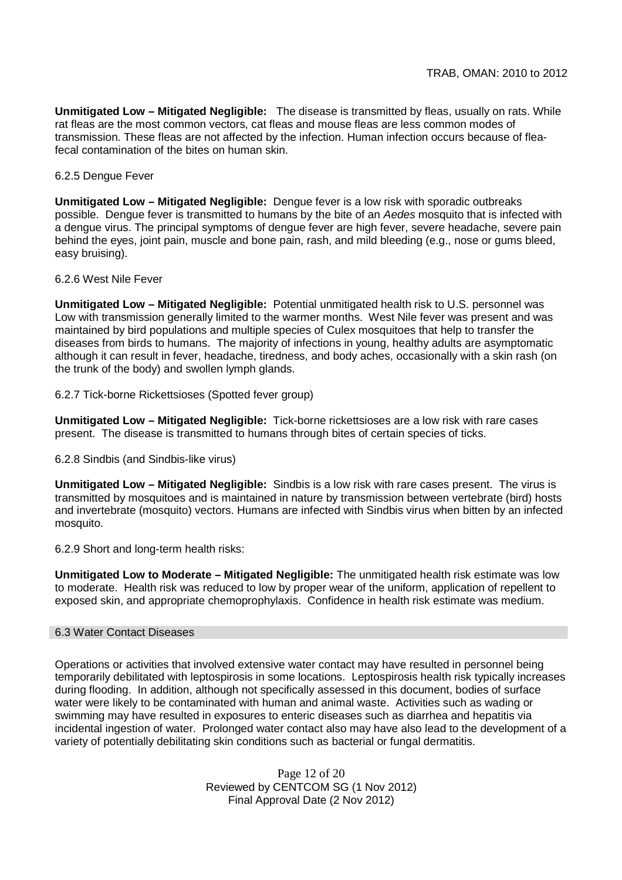**Unmitigated Low – Mitigated Negligible:** The disease is transmitted by fleas, usually on rats. While rat fleas are the most common vectors, cat fleas and mouse fleas are less common modes of transmission. These fleas are not affected by the infection. Human infection occurs because of flea-fecal contamination of the bites on human skin.

#### 6.2.5 Dengue Fever

**Unmitigated Low – Mitigated Negligible:** Dengue fever is a low risk with sporadic outbreaks possible. Dengue fever is transmitted to humans by the bite of an *Aedes* mosquito that is infected with a dengue virus. The principal symptoms of dengue fever are high fever, severe headache, severe pain behind the eyes, joint pain, muscle and bone pain, rash, and mild bleeding (e.g., nose or gums bleed, easy bruising).

#### 6.2.6 West Nile Fever

**Unmitigated Low – Mitigated Negligible:** Potential unmitigated health risk to U.S. personnel was Low with transmission generally limited to the warmer months. West Nile fever was present and was maintained by bird populations and multiple species of Culex mosquitoes that help to transfer the diseases from birds to humans. The majority of infections in young, healthy adults are asymptomatic although it can result in fever, headache, tiredness, and body aches, occasionally with a skin rash (on the trunk of the body) and swollen lymph glands.

#### 6.2.7 Tick-borne Rickettsioses (Spotted fever group)

**Unmitigated Low – Mitigated Negligible:** Tick-borne rickettsioses are a low risk with rare cases present. The disease is transmitted to humans through bites of certain species of ticks.

#### 6.2.8 Sindbis (and Sindbis-like virus)

**Unmitigated Low – Mitigated Negligible:** Sindbis is a low risk with rare cases present. The virus is transmitted by mosquitoes and is maintained in nature by transmission between vertebrate (bird) hosts and invertebrate (mosquito) vectors. Humans are infected with Sindbis virus when bitten by an infected mosquito.

#### 6.2.9 Short and long-term health risks:

**Unmitigated Low to Moderate – Mitigated Negligible:** The unmitigated health risk estimate was low to moderate. Health risk was reduced to low by proper wear of the uniform, application of repellent to exposed skin, and appropriate chemoprophylaxis. Confidence in health risk estimate was medium.

### 6.3 Water Contact Diseases

Operations or activities that involved extensive water contact may have resulted in personnel being temporarily debilitated with leptospirosis in some locations. Leptospirosis health risk typically increases during flooding. In addition, although not specifically assessed in this document, bodies of surface water were likely to be contaminated with human and animal waste. Activities such as wading or swimming may have resulted in exposures to enteric diseases such as diarrhea and hepatitis via incidental ingestion of water. Prolonged water contact also may have also lead to the development of a variety of potentially debilitating skin conditions such as bacterial or fungal dermatitis.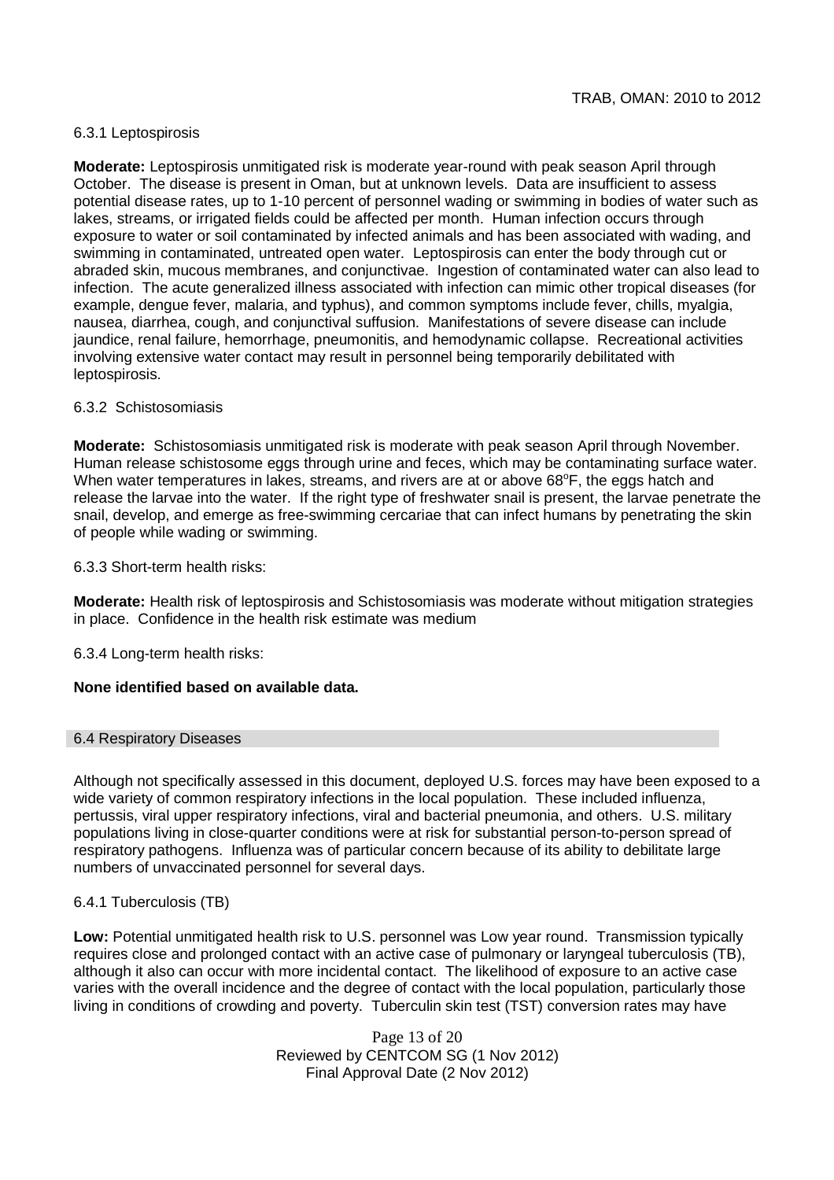### 6.3.1 Leptospirosis

**Moderate:** Leptospirosis unmitigated risk is moderate year-round with peak season April through October. The disease is present in Oman, but at unknown levels. Data are insufficient to assess potential disease rates, up to 1-10 percent of personnel wading or swimming in bodies of water such as lakes, streams, or irrigated fields could be affected per month. Human infection occurs through exposure to water or soil contaminated by infected animals and has been associated with wading, and swimming in contaminated, untreated open water. Leptospirosis can enter the body through cut or abraded skin, mucous membranes, and conjunctivae. Ingestion of contaminated water can also lead to infection. The acute generalized illness associated with infection can mimic other tropical diseases (for example, dengue fever, malaria, and typhus), and common symptoms include fever, chills, myalgia, nausea, diarrhea, cough, and conjunctival suffusion. Manifestations of severe disease can include jaundice, renal failure, hemorrhage, pneumonitis, and hemodynamic collapse. Recreational activities involving extensive water contact may result in personnel being temporarily debilitated with leptospirosis.

### 6.3.2 Schistosomiasis

**Moderate:** Schistosomiasis unmitigated risk is moderate with peak season April through November. Human release schistosome eggs through urine and feces, which may be contaminating surface water. When water temperatures in lakes, streams, and rivers are at or above 68°F, the eggs hatch and release the larvae into the water. If the right type of freshwater snail is present, the larvae penetrate the snail, develop, and emerge as free-swimming cercariae that can infect humans by penetrating the skin of people while wading or swimming.

### 6.3.3 Short-term health risks:

**Moderate:** Health risk of leptospirosis and Schistosomiasis was moderate without mitigation strategies in place. Confidence in the health risk estimate was medium

### 6.3.4 Long-term health risks:

**None identified based on available data.**

## 6.4 Respiratory Diseases

Although not specifically assessed in this document, deployed U.S. forces may have been exposed to a wide variety of common respiratory infections in the local population. These included influenza, pertussis, viral upper respiratory infections, viral and bacterial pneumonia, and others. U.S. military populations living in close-quarter conditions were at risk for substantial person-to-person spread of respiratory pathogens. Influenza was of particular concern because of its ability to debilitate large numbers of unvaccinated personnel for several days.

### 6.4.1 Tuberculosis (TB)

**Low:** Potential unmitigated health risk to U.S. personnel was Low year round. Transmission typically requires close and prolonged contact with an active case of pulmonary or laryngeal tuberculosis (TB), although it also can occur with more incidental contact. The likelihood of exposure to an active case varies with the overall incidence and the degree of contact with the local population, particularly those living in conditions of crowding and poverty. Tuberculin skin test (TST) conversion rates may have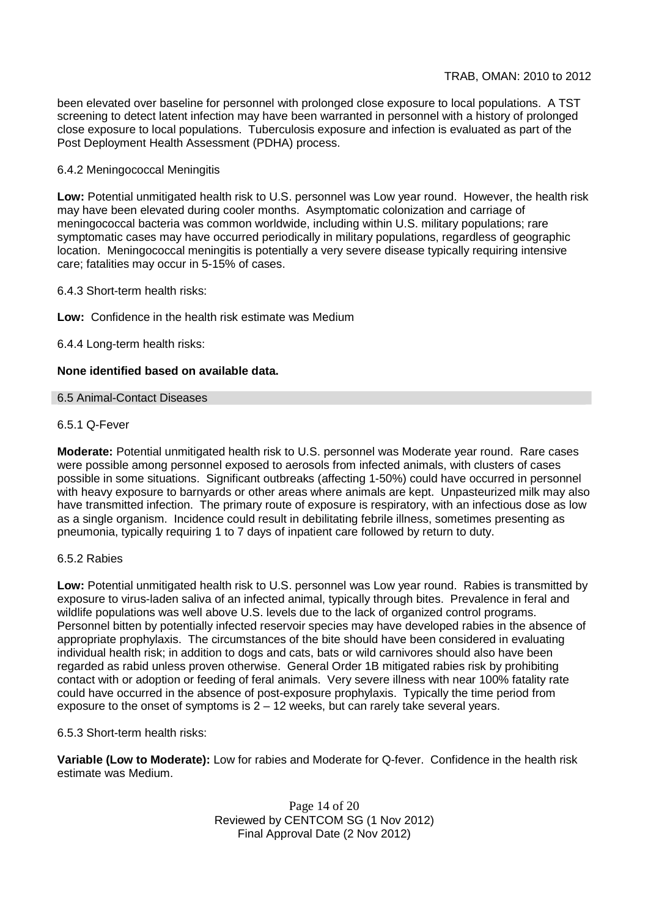been elevated over baseline for personnel with prolonged close exposure to local populations. A TST screening to detect latent infection may have been warranted in personnel with a history of prolonged close exposure to local populations. Tuberculosis exposure and infection is evaluated as part of the Post Deployment Health Assessment (PDHA) process.

6.4.2 Meningococcal Meningitis

**Low:** Potential unmitigated health risk to U.S. personnel was Low year round. However, the health risk may have been elevated during cooler months. Asymptomatic colonization and carriage of meningococcal bacteria was common worldwide, including within U.S. military populations; rare symptomatic cases may have occurred periodically in military populations, regardless of geographic location. Meningococcal meningitis is potentially a very severe disease typically requiring intensive care; fatalities may occur in 5-15% of cases.

6.4.3 Short-term health risks:

**Low:** Confidence in the health risk estimate was Medium

6.4.4 Long-term health risks:

**None identified based on available data.**

## 6.5 Animal-Contact Diseases

6.5.1 Q-Fever

**Moderate:** Potential unmitigated health risk to U.S. personnel was Moderate year round. Rare cases were possible among personnel exposed to aerosols from infected animals, with clusters of cases possible in some situations. Significant outbreaks (affecting 1-50%) could have occurred in personnel with heavy exposure to barnyards or other areas where animals are kept. Unpasteurized milk may also have transmitted infection. The primary route of exposure is respiratory, with an infectious dose as low as a single organism. Incidence could result in debilitating febrile illness, sometimes presenting as pneumonia, typically requiring 1 to 7 days of inpatient care followed by return to duty.

6.5.2 Rabies

**Low:** Potential unmitigated health risk to U.S. personnel was Low year round. Rabies is transmitted by exposure to virus-laden saliva of an infected animal, typically through bites. Prevalence in feral and wildlife populations was well above U.S. levels due to the lack of organized control programs. Personnel bitten by potentially infected reservoir species may have developed rabies in the absence of appropriate prophylaxis. The circumstances of the bite should have been considered in evaluating individual health risk; in addition to dogs and cats, bats or wild carnivores should also have been regarded as rabid unless proven otherwise. General Order 1B mitigated rabies risk by prohibiting contact with or adoption or feeding of feral animals. Very severe illness with near 100% fatality rate could have occurred in the absence of post-exposure prophylaxis. Typically the time period from exposure to the onset of symptoms is 2 – 12 weeks, but can rarely take several years.

6.5.3 Short-term health risks:

**Variable (Low to Moderate):** Low for rabies and Moderate for Q-fever. Confidence in the health risk estimate was Medium.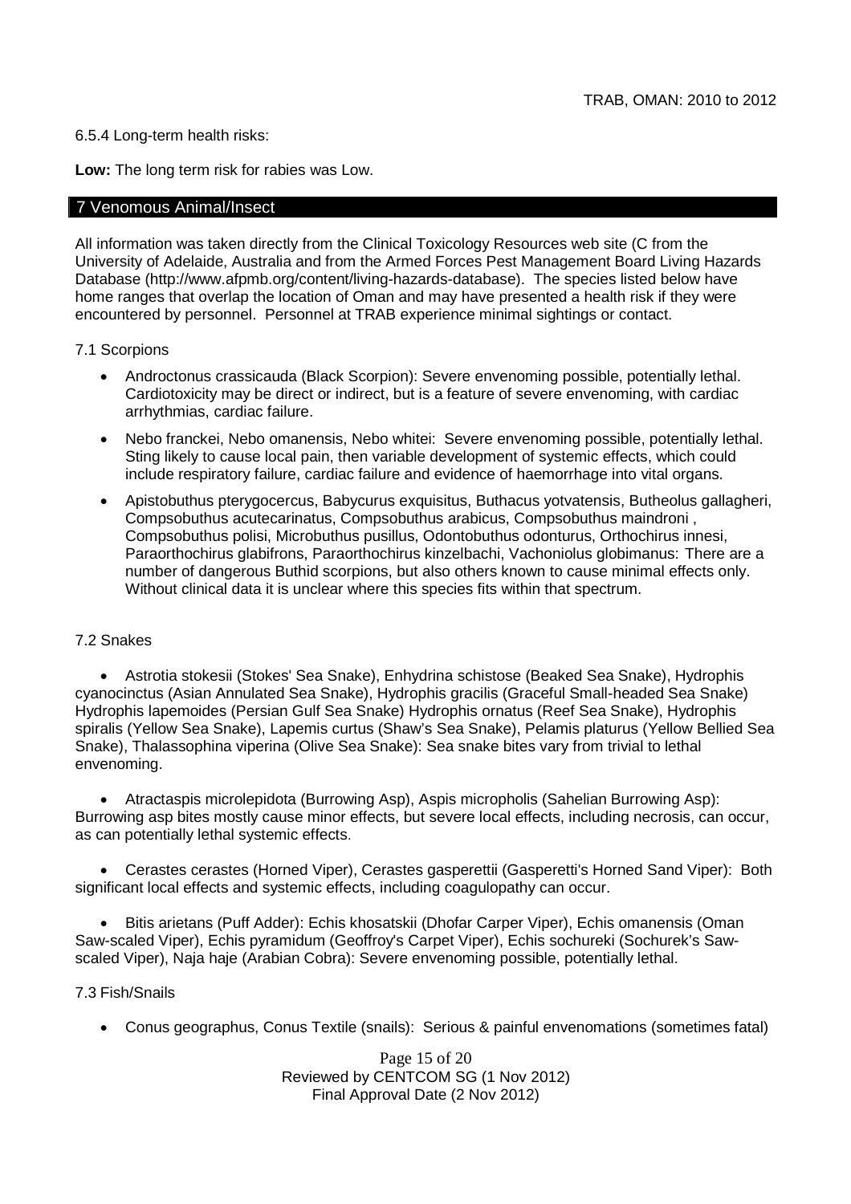6.5.4 Long-term health risks:

**Low:** The long term risk for rabies was Low.

## 7 Venomous Animal/Insect

All information was taken directly from the Clinical Toxicology Resources web site (C from the University of Adelaide, Australia and from the Armed Forces Pest Management Board Living Hazards Database (http://www.afpmb.org/content/living-hazards-database). The species listed below have home ranges that overlap the location of Oman and may have presented a health risk if they were encountered by personnel. Personnel at TRAB experience minimal sightings or contact.

7.1 Scorpions

- Androctonus crassicauda (Black Scorpion): Severe envenoming possible, potentially lethal. Cardiotoxicity may be direct or indirect, but is a feature of severe envenoming, with cardiac arrhythmias, cardiac failure.
- Nebo franckei, Nebo omanensis, Nebo whitei: Severe envenoming possible, potentially lethal. Sting likely to cause local pain, then variable development of systemic effects, which could include respiratory failure, cardiac failure and evidence of haemorrhage into vital organs.
- Apistobuthus pterygocercus, Babycurus exquisitus, Buthacus yotvatensis, Butheolus gallagheri, Compsobuthus acutecarinatus, Compsobuthus arabicus, Compsobuthus maindroni , Compsobuthus polisi, Microbuthus pusillus, Odontobuthus odonturus, Orthochirus innesi, Paraorthochirus glabifrons, Paraorthochirus kinzelbachi, Vachoniolus globimanus: There are a number of dangerous Buthid scorpions, but also others known to cause minimal effects only. Without clinical data it is unclear where this species fits within that spectrum.

7.2 Snakes

- Astrotia stokesii (Stokes' Sea Snake), Enhydrina schistose (Beaked Sea Snake), Hydrophis cyanocinctus (Asian Annulated Sea Snake), Hydrophis gracilis (Graceful Small-headed Sea Snake) Hydrophis lapemoides (Persian Gulf Sea Snake) Hydrophis ornatus (Reef Sea Snake), Hydrophis spiralis (Yellow Sea Snake), Lapemis curtus (Shaw's Sea Snake), Pelamis platurus (Yellow Bellied Sea Snake), Thalassophina viperina (Olive Sea Snake): Sea snake bites vary from trivial to lethal envenoming.
- Atractaspis microlepidota (Burrowing Asp), Aspis micropholis (Sahelian Burrowing Asp): Burrowing asp bites mostly cause minor effects, but severe local effects, including necrosis, can occur, as can potentially lethal systemic effects.
- Cerastes cerastes (Horned Viper), Cerastes gasperettii (Gasperetti's Horned Sand Viper): Both significant local effects and systemic effects, including coagulopathy can occur.
- Bitis arietans (Puff Adder): Echis khosatskii (Dhofar Carper Viper), Echis omanensis (Oman Saw-scaled Viper), Echis pyramidum (Geoffroy's Carpet Viper), Echis sochureki (Sochurek's Saw-scaled Viper), Naja haje (Arabian Cobra): Severe envenoming possible, potentially lethal.

7.3 Fish/Snails

- Conus geographus, Conus Textile (snails): Serious & painful envenomations (sometimes fatal)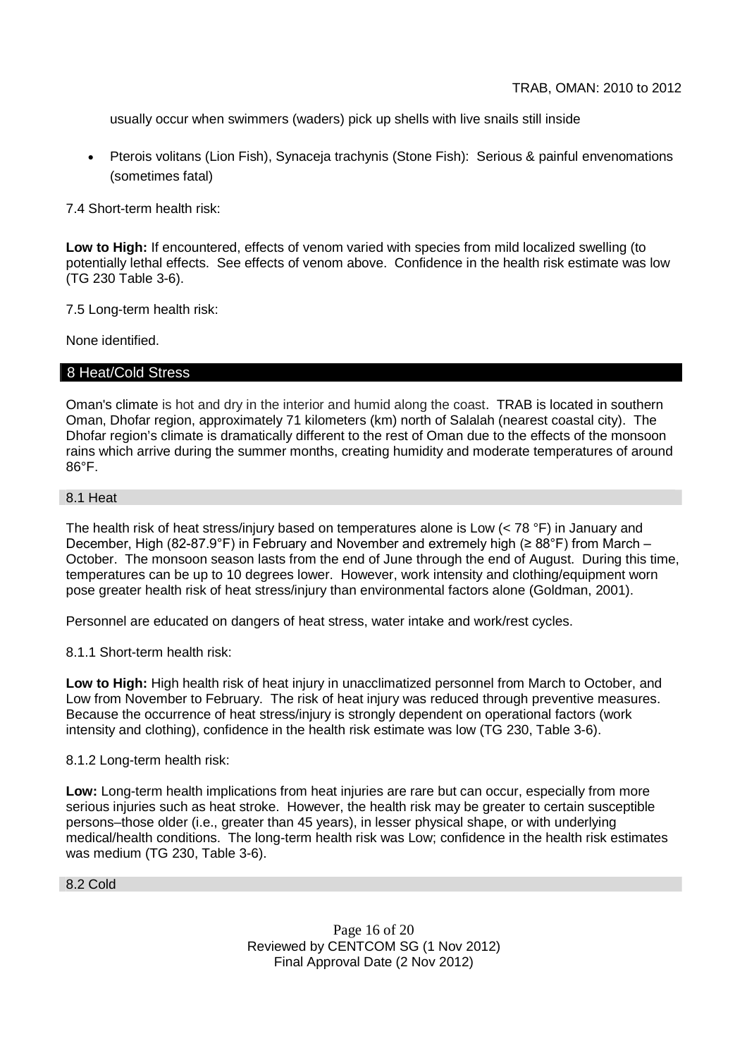usually occur when swimmers (waders) pick up shells with live snails still inside

- Pterois volitans (Lion Fish), Synaceja trachynis (Stone Fish): Serious & painful envenomations (sometimes fatal)

7.4 Short-term health risk:

**Low to High:** If encountered, effects of venom varied with species from mild localized swelling (to potentially lethal effects. See effects of venom above. Confidence in the health risk estimate was low (TG 230 Table 3-6).

7.5 Long-term health risk:

None identified.

## 8 Heat/Cold Stress

Oman's climate is hot and dry in the interior and humid along the coast. TRAB is located in southern Oman, Dhofar region, approximately 71 kilometers (km) north of Salalah (nearest coastal city). The Dhofar region's climate is dramatically different to the rest of Oman due to the effects of the monsoon rains which arrive during the summer months, creating humidity and moderate temperatures of around 86°F.

### 8.1 Heat

The health risk of heat stress/injury based on temperatures alone is Low (< 78 °F) in January and December, High (82-87.9°F) in February and November and extremely high (≥ 88°F) from March – October. The monsoon season lasts from the end of June through the end of August. During this time, temperatures can be up to 10 degrees lower. However, work intensity and clothing/equipment worn pose greater health risk of heat stress/injury than environmental factors alone (Goldman, 2001).

Personnel are educated on dangers of heat stress, water intake and work/rest cycles.

8.1.1 Short-term health risk:

**Low to High:** High health risk of heat injury in unacclimatized personnel from March to October, and Low from November to February. The risk of heat injury was reduced through preventive measures. Because the occurrence of heat stress/injury is strongly dependent on operational factors (work intensity and clothing), confidence in the health risk estimate was low (TG 230, Table 3-6).

8.1.2 Long-term health risk:

**Low:** Long-term health implications from heat injuries are rare but can occur, especially from more serious injuries such as heat stroke. However, the health risk may be greater to certain susceptible persons–those older (i.e., greater than 45 years), in lesser physical shape, or with underlying medical/health conditions. The long-term health risk was Low; confidence in the health risk estimates was medium (TG 230, Table 3-6).

### 8.2 Cold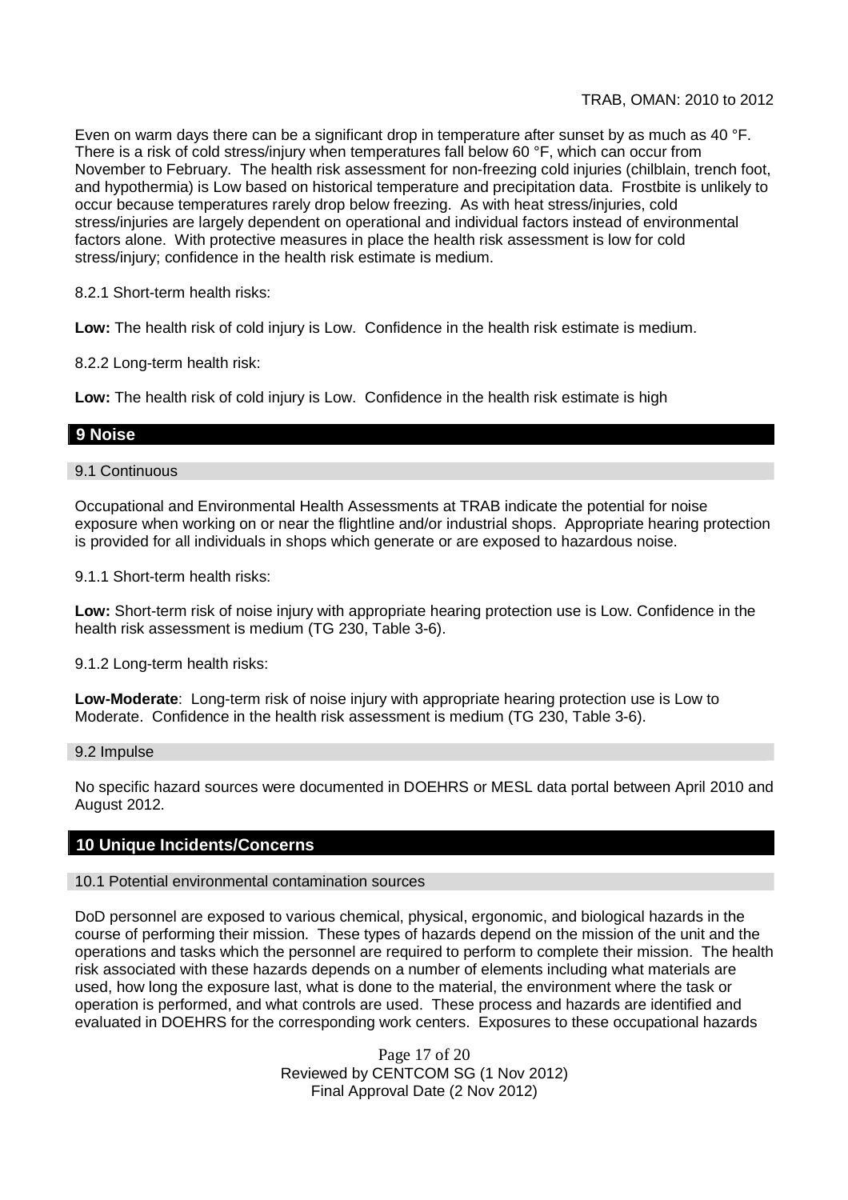Even on warm days there can be a significant drop in temperature after sunset by as much as 40 °F. There is a risk of cold stress/injury when temperatures fall below 60 °F, which can occur from November to February. The health risk assessment for non-freezing cold injuries (chilblain, trench foot, and hypothermia) is Low based on historical temperature and precipitation data. Frostbite is unlikely to occur because temperatures rarely drop below freezing. As with heat stress/injuries, cold stress/injuries are largely dependent on operational and individual factors instead of environmental factors alone. With protective measures in place the health risk assessment is low for cold stress/injury; confidence in the health risk estimate is medium.

8.2.1 Short-term health risks:

**Low:** The health risk of cold injury is Low. Confidence in the health risk estimate is medium.

8.2.2 Long-term health risk:

**Low:** The health risk of cold injury is Low. Confidence in the health risk estimate is high

## 9 Noise

### 9.1 Continuous

Occupational and Environmental Health Assessments at TRAB indicate the potential for noise exposure when working on or near the flightline and/or industrial shops. Appropriate hearing protection is provided for all individuals in shops which generate or are exposed to hazardous noise.

9.1.1 Short-term health risks:

**Low:** Short-term risk of noise injury with appropriate hearing protection use is Low. Confidence in the health risk assessment is medium (TG 230, Table 3-6).

9.1.2 Long-term health risks:

**Low-Moderate**: Long-term risk of noise injury with appropriate hearing protection use is Low to Moderate. Confidence in the health risk assessment is medium (TG 230, Table 3-6).

### 9.2 Impulse

No specific hazard sources were documented in DOEHRS or MESL data portal between April 2010 and August 2012.

## 10 Unique Incidents/Concerns

### 10.1 Potential environmental contamination sources

DoD personnel are exposed to various chemical, physical, ergonomic, and biological hazards in the course of performing their mission. These types of hazards depend on the mission of the unit and the operations and tasks which the personnel are required to perform to complete their mission. The health risk associated with these hazards depends on a number of elements including what materials are used, how long the exposure last, what is done to the material, the environment where the task or operation is performed, and what controls are used. These process and hazards are identified and evaluated in DOEHRS for the corresponding work centers. Exposures to these occupational hazards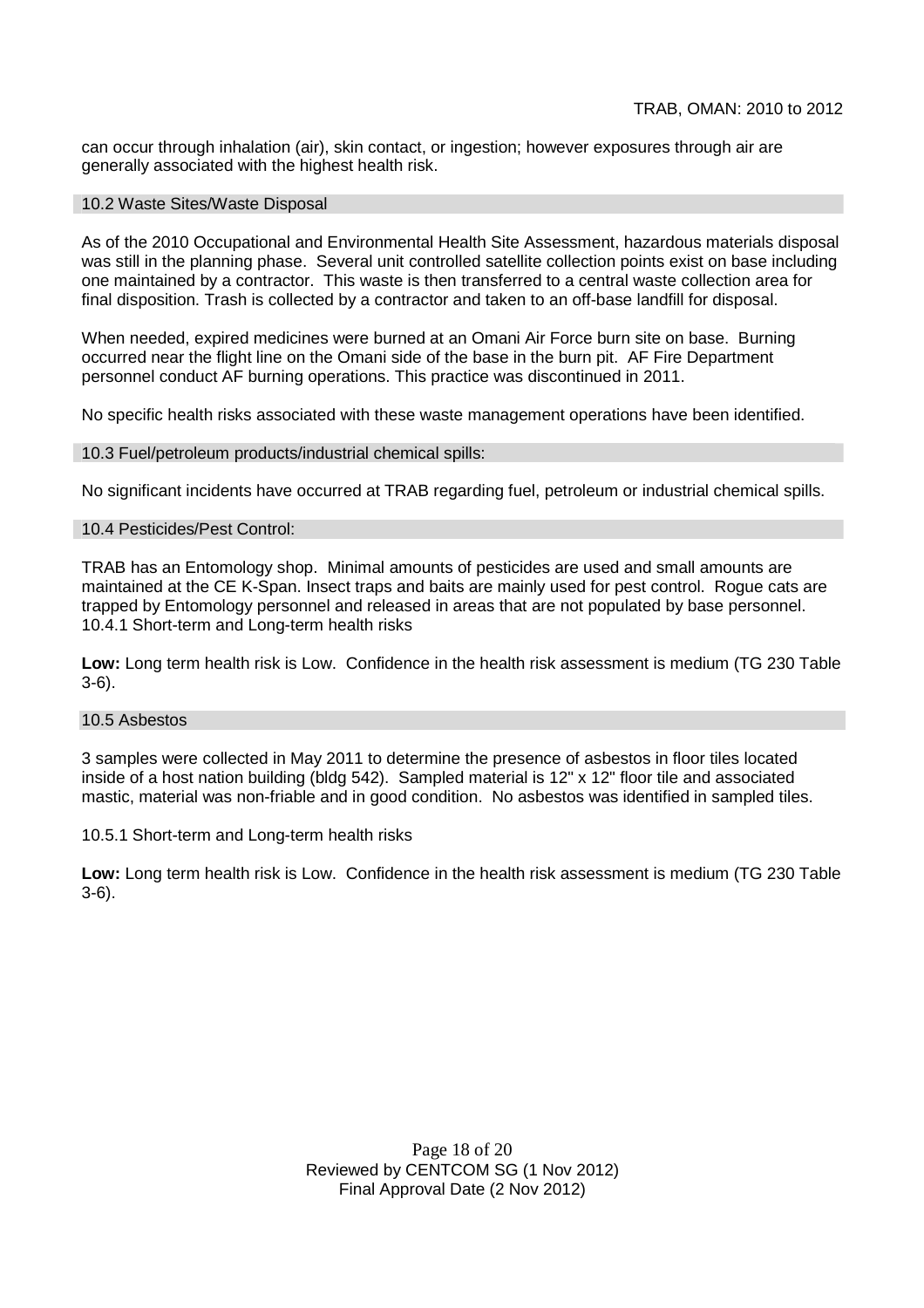can occur through inhalation (air), skin contact, or ingestion; however exposures through air are generally associated with the highest health risk.

### 10.2 Waste Sites/Waste Disposal

As of the 2010 Occupational and Environmental Health Site Assessment, hazardous materials disposal was still in the planning phase. Several unit controlled satellite collection points exist on base including one maintained by a contractor. This waste is then transferred to a central waste collection area for final disposition. Trash is collected by a contractor and taken to an off-base landfill for disposal.

When needed, expired medicines were burned at an Omani Air Force burn site on base. Burning occurred near the flight line on the Omani side of the base in the burn pit. AF Fire Department personnel conduct AF burning operations. This practice was discontinued in 2011.

No specific health risks associated with these waste management operations have been identified.

### 10.3 Fuel/petroleum products/industrial chemical spills:

No significant incidents have occurred at TRAB regarding fuel, petroleum or industrial chemical spills.

### 10.4 Pesticides/Pest Control:

TRAB has an Entomology shop. Minimal amounts of pesticides are used and small amounts are maintained at the CE K-Span. Insect traps and baits are mainly used for pest control. Rogue cats are trapped by Entomology personnel and released in areas that are not populated by base personnel.

#### 10.4.1 Short-term and Long-term health risks

**Low:** Long term health risk is Low. Confidence in the health risk assessment is medium (TG 230 Table 3-6).

### 10.5 Asbestos

3 samples were collected in May 2011 to determine the presence of asbestos in floor tiles located inside of a host nation building (bldg 542). Sampled material is 12" x 12" floor tile and associated mastic, material was non-friable and in good condition. No asbestos was identified in sampled tiles.

#### 10.5.1 Short-term and Long-term health risks

**Low:** Long term health risk is Low. Confidence in the health risk assessment is medium (TG 230 Table 3-6).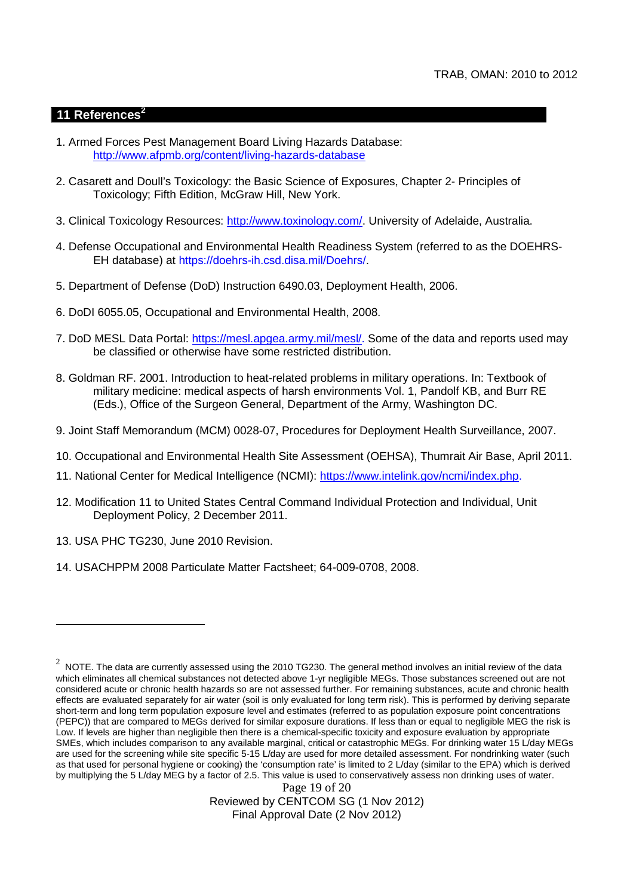## 11 References[2]

1. Armed Forces Pest Management Board Living Hazards Database: http://www.afpmb.org/content/living-hazards-database

2. Casarett and Doull's Toxicology: the Basic Science of Exposures, Chapter 2- Principles of Toxicology; Fifth Edition, McGraw Hill, New York.

3. Clinical Toxicology Resources: http://www.toxinology.com/. University of Adelaide, Australia.

4. Defense Occupational and Environmental Health Readiness System (referred to as the DOEHRS-EH database) at https://doehrs-ih.csd.disa.mil/Doehrs/.

5. Department of Defense (DoD) Instruction 6490.03, Deployment Health, 2006.

6. DoDI 6055.05, Occupational and Environmental Health, 2008.

7. DoD MESL Data Portal: https://mesl.apgea.army.mil/mesl/. Some of the data and reports used may be classified or otherwise have some restricted distribution.

8. Goldman RF. 2001. Introduction to heat-related problems in military operations. In: Textbook of military medicine: medical aspects of harsh environments Vol. 1, Pandolf KB, and Burr RE (Eds.), Office of the Surgeon General, Department of the Army, Washington DC.

9. Joint Staff Memorandum (MCM) 0028-07, Procedures for Deployment Health Surveillance, 2007.

10. Occupational and Environmental Health Site Assessment (OEHSA), Thumrait Air Base, April 2011.

11. National Center for Medical Intelligence (NCMI): https://www.intelink.gov/ncmi/index.php.

12. Modification 11 to United States Central Command Individual Protection and Individual, Unit Deployment Policy, 2 December 2011.

13. USA PHC TG230, June 2010 Revision.

14. USACHPPM 2008 Particulate Matter Factsheet; 64-009-0708, 2008.

---

[2] NOTE. The data are currently assessed using the 2010 TG230. The general method involves an initial review of the data which eliminates all chemical substances not detected above 1-yr negligible MEGs. Those substances screened out are not considered acute or chronic health hazards so are not assessed further. For remaining substances, acute and chronic health effects are evaluated separately for air water (soil is only evaluated for long term risk). This is performed by deriving separate short-term and long term population exposure level and estimates (referred to as population exposure point concentrations (PEPC)) that are compared to MEGs derived for similar exposure durations. If less than or equal to negligible MEG the risk is Low. If levels are higher than negligible then there is a chemical-specific toxicity and exposure evaluation by appropriate SMEs, which includes comparison to any available marginal, critical or catastrophic MEGs. For drinking water 15 L/day MEGs are used for the screening while site specific 5-15 L/day are used for more detailed assessment. For nondrinking water (such as that used for personal hygiene or cooking) the 'consumption rate' is limited to 2 L/day (similar to the EPA) which is derived by multiplying the 5 L/day MEG by a factor of 2.5. This value is used to conservatively assess non drinking uses of water.

Reviewed by CENTCOM SG (1 Nov 2012)
Final Approval Date (2 Nov 2012)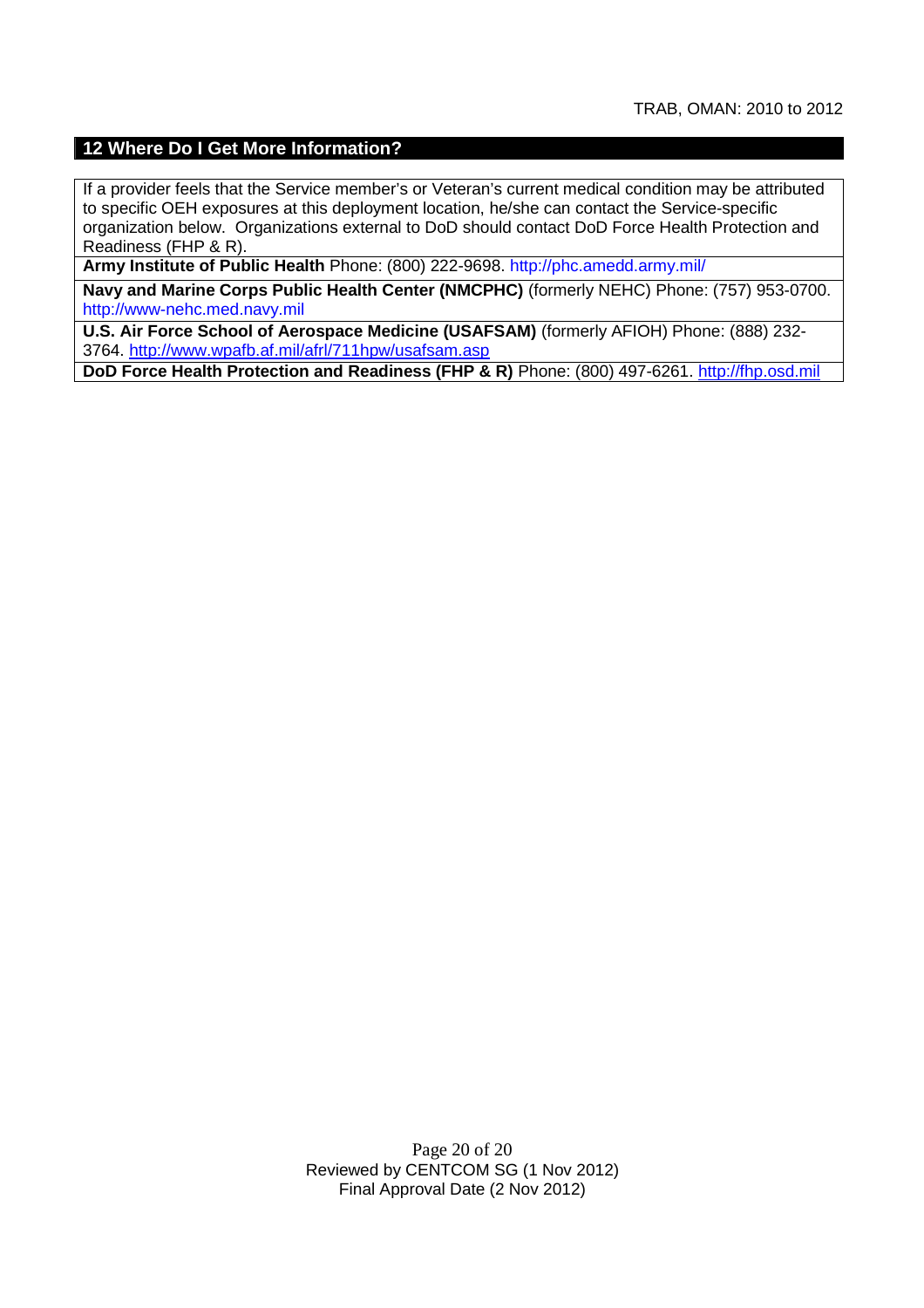## 12 Where Do I Get More Information?

If a provider feels that the Service member's or Veteran's current medical condition may be attributed to specific OEH exposures at this deployment location, he/she can contact the Service-specific organization below. Organizations external to DoD should contact DoD Force Health Protection and Readiness (FHP & R).

**Army Institute of Public Health** Phone: (800) 222-9698. http://phc.amedd.army.mil/

**Navy and Marine Corps Public Health Center (NMCPHC)** (formerly NEHC) Phone: (757) 953-0700. http://www-nehc.med.navy.mil

**U.S. Air Force School of Aerospace Medicine (USAFSAM)** (formerly AFIOH) Phone: (888) 232-3764. http://www.wpafb.af.mil/afrl/711hpw/usafsam.asp

**DoD Force Health Protection and Readiness (FHP & R)** Phone: (800) 497-6261. http://fhp.osd.mil

Reviewed by CENTCOM SG (1 Nov 2012)
Final Approval Date (2 Nov 2012)